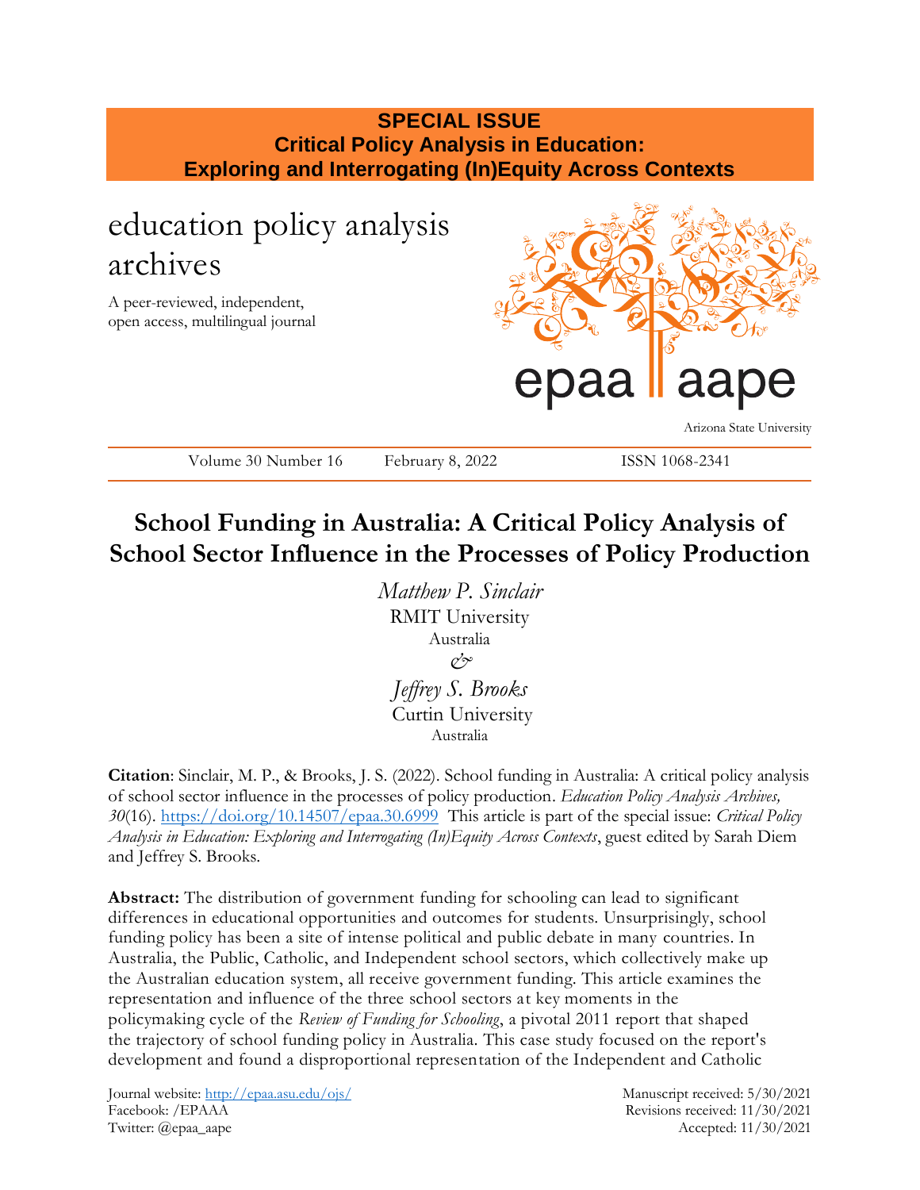**SPECIAL ISSUE**
**Critical Policy Analysis in Education:**
**Exploring and Interrogating (In)Equity Across Contexts**

education policy analysis archives

A peer-reviewed, independent, open access, multilingual journal

epaa aape

Arizona State University

Volume 30 Number 16 February 8, 2022 ISSN 1068-2341

# School Funding in Australia: A Critical Policy Analysis of School Sector Influence in the Processes of Policy Production

*Matthew P. Sinclair*
RMIT University
Australia
*&*
*Jeffrey S. Brooks*
Curtin University
Australia

**Citation**: Sinclair, M. P., & Brooks, J. S. (2022). School funding in Australia: A critical policy analysis of school sector influence in the processes of policy production. *Education Policy Analysis Archives, 30*(16). https://doi.org/10.14507/epaa.30.6999 This article is part of the special issue: *Critical Policy Analysis in Education: Exploring and Interrogating (In)Equity Across Contexts*, guest edited by Sarah Diem and Jeffrey S. Brooks.

**Abstract:** The distribution of government funding for schooling can lead to significant differences in educational opportunities and outcomes for students. Unsurprisingly, school funding policy has been a site of intense political and public debate in many countries. In Australia, the Public, Catholic, and Independent school sectors, which collectively make up the Australian education system, all receive government funding. This article examines the representation and influence of the three school sectors at key moments in the policymaking cycle of the *Review of Funding for Schooling*, a pivotal 2011 report that shaped the trajectory of school funding policy in Australia. This case study focused on the report's development and found a disproportional representation of the Independent and Catholic

Journal website: http://epaa.asu.edu/ojs/
Facebook: /EPAAA
Twitter: @epaa_aape

Manuscript received: 5/30/2021
Revisions received: 11/30/2021
Accepted: 11/30/2021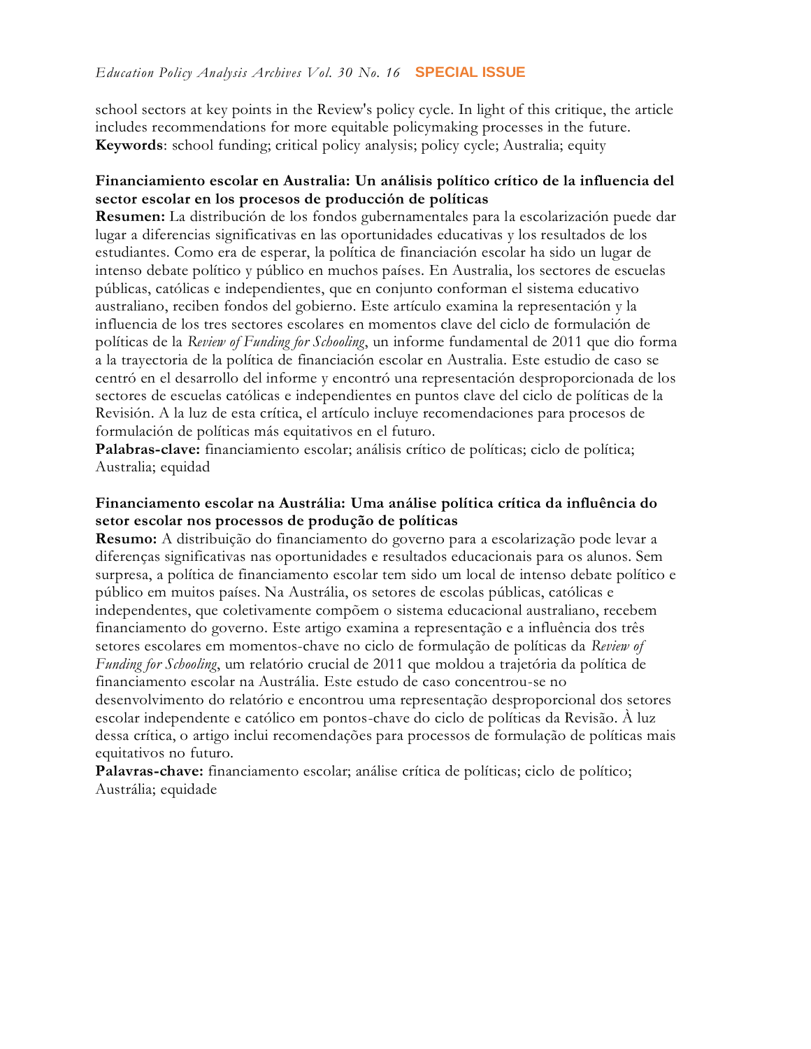school sectors at key points in the Review's policy cycle. In light of this critique, the article includes recommendations for more equitable policymaking processes in the future.
**Keywords**: school funding; critical policy analysis; policy cycle; Australia; equity

**Financiamiento escolar en Australia: Un análisis político crítico de la influencia del sector escolar en los procesos de producción de políticas**
**Resumen:** La distribución de los fondos gubernamentales para la escolarización puede dar lugar a diferencias significativas en las oportunidades educativas y los resultados de los estudiantes. Como era de esperar, la política de financiación escolar ha sido un lugar de intenso debate político y público en muchos países. En Australia, los sectores de escuelas públicas, católicas e independientes, que en conjunto conforman el sistema educativo australiano, reciben fondos del gobierno. Este artículo examina la representación y la influencia de los tres sectores escolares en momentos clave del ciclo de formulación de políticas de la *Review of Funding for Schooling*, un informe fundamental de 2011 que dio forma a la trayectoria de la política de financiación escolar en Australia. Este estudio de caso se centró en el desarrollo del informe y encontró una representación desproporcionada de los sectores de escuelas católicas e independientes en puntos clave del ciclo de políticas de la Revisión. A la luz de esta crítica, el artículo incluye recomendaciones para procesos de formulación de políticas más equitativos en el futuro.
**Palabras-clave:** financiamiento escolar; análisis crítico de políticas; ciclo de política; Australia; equidad

**Financiamento escolar na Austrália: Uma análise política crítica da influência do setor escolar nos processos de produção de políticas**
**Resumo:** A distribuição do financiamento do governo para a escolarização pode levar a diferenças significativas nas oportunidades e resultados educacionais para os alunos. Sem surpresa, a política de financiamento escolar tem sido um local de intenso debate político e público em muitos países. Na Austrália, os setores de escolas públicas, católicas e independentes, que coletivamente compõem o sistema educacional australiano, recebem financiamento do governo. Este artigo examina a representação e a influência dos três setores escolares em momentos-chave no ciclo de formulação de políticas da *Review of Funding for Schooling*, um relatório crucial de 2011 que moldou a trajetória da política de financiamento escolar na Austrália. Este estudo de caso concentrou-se no desenvolvimento do relatório e encontrou uma representação desproporcional dos setores escolar independente e católico em pontos-chave do ciclo de políticas da Revisão. À luz dessa crítica, o artigo inclui recomendações para processos de formulação de políticas mais equitativos no futuro.
**Palavras-chave:** financiamento escolar; análise crítica de políticas; ciclo de político; Austrália; equidade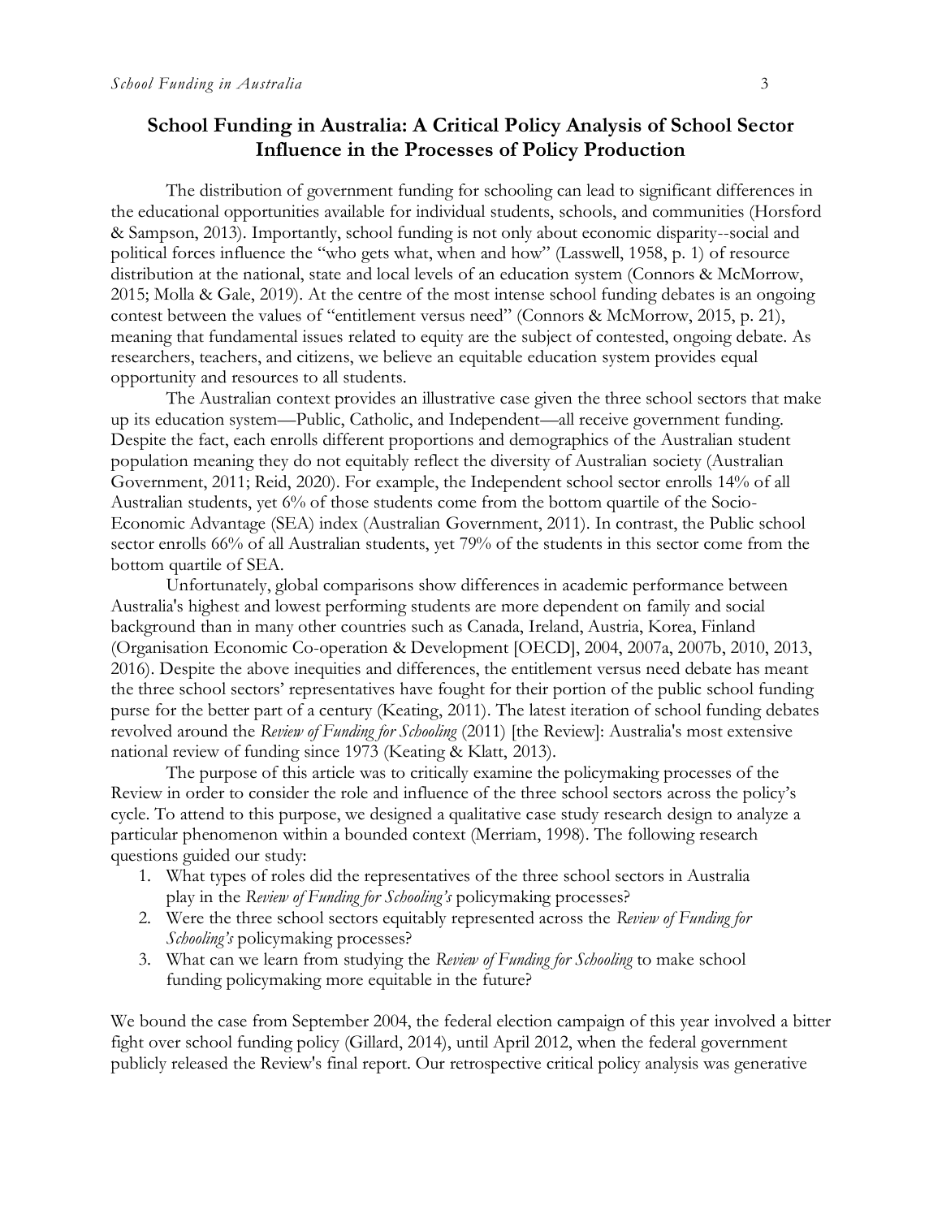# School Funding in Australia: A Critical Policy Analysis of School Sector Influence in the Processes of Policy Production

The distribution of government funding for schooling can lead to significant differences in the educational opportunities available for individual students, schools, and communities (Horsford & Sampson, 2013). Importantly, school funding is not only about economic disparity--social and political forces influence the "who gets what, when and how" (Lasswell, 1958, p. 1) of resource distribution at the national, state and local levels of an education system (Connors & McMorrow, 2015; Molla & Gale, 2019). At the centre of the most intense school funding debates is an ongoing contest between the values of "entitlement versus need" (Connors & McMorrow, 2015, p. 21), meaning that fundamental issues related to equity are the subject of contested, ongoing debate. As researchers, teachers, and citizens, we believe an equitable education system provides equal opportunity and resources to all students.

The Australian context provides an illustrative case given the three school sectors that make up its education system—Public, Catholic, and Independent—all receive government funding. Despite the fact, each enrolls different proportions and demographics of the Australian student population meaning they do not equitably reflect the diversity of Australian society (Australian Government, 2011; Reid, 2020). For example, the Independent school sector enrolls 14% of all Australian students, yet 6% of those students come from the bottom quartile of the Socio-Economic Advantage (SEA) index (Australian Government, 2011). In contrast, the Public school sector enrolls 66% of all Australian students, yet 79% of the students in this sector come from the bottom quartile of SEA.

Unfortunately, global comparisons show differences in academic performance between Australia's highest and lowest performing students are more dependent on family and social background than in many other countries such as Canada, Ireland, Austria, Korea, Finland (Organisation Economic Co-operation & Development [OECD], 2004, 2007a, 2007b, 2010, 2013, 2016). Despite the above inequities and differences, the entitlement versus need debate has meant the three school sectors' representatives have fought for their portion of the public school funding purse for the better part of a century (Keating, 2011). The latest iteration of school funding debates revolved around the *Review of Funding for Schooling* (2011) [the Review]: Australia's most extensive national review of funding since 1973 (Keating & Klatt, 2013).

The purpose of this article was to critically examine the policymaking processes of the Review in order to consider the role and influence of the three school sectors across the policy's cycle. To attend to this purpose, we designed a qualitative case study research design to analyze a particular phenomenon within a bounded context (Merriam, 1998). The following research questions guided our study:

1. What types of roles did the representatives of the three school sectors in Australia play in the *Review of Funding for Schooling's* policymaking processes?
2. Were the three school sectors equitably represented across the *Review of Funding for Schooling's* policymaking processes?
3. What can we learn from studying the *Review of Funding for Schooling* to make school funding policymaking more equitable in the future?

We bound the case from September 2004, the federal election campaign of this year involved a bitter fight over school funding policy (Gillard, 2014), until April 2012, when the federal government publicly released the Review's final report. Our retrospective critical policy analysis was generative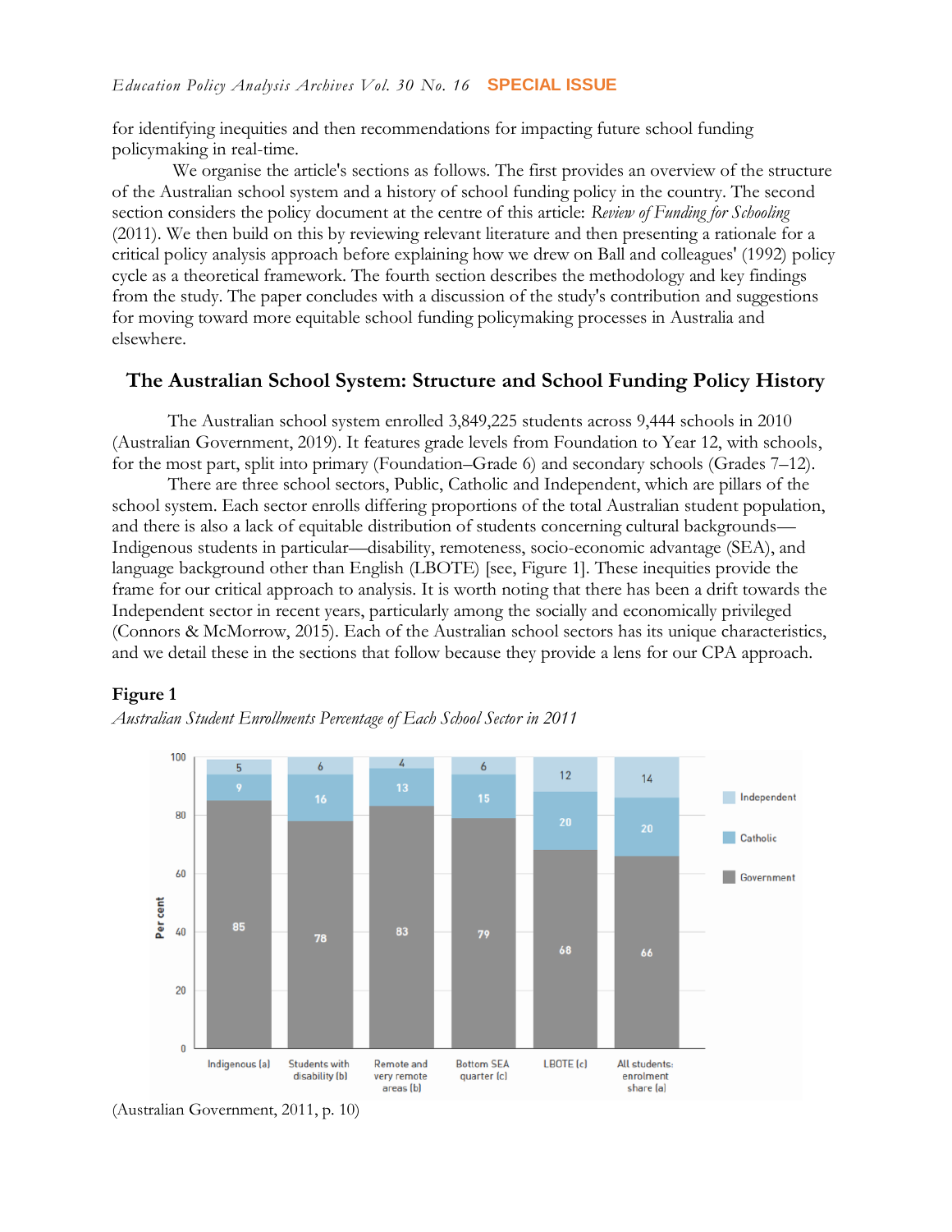for identifying inequities and then recommendations for impacting future school funding policymaking in real-time.

We organise the article's sections as follows. The first provides an overview of the structure of the Australian school system and a history of school funding policy in the country. The second section considers the policy document at the centre of this article: *Review of Funding for Schooling* (2011). We then build on this by reviewing relevant literature and then presenting a rationale for a critical policy analysis approach before explaining how we drew on Ball and colleagues' (1992) policy cycle as a theoretical framework. The fourth section describes the methodology and key findings from the study. The paper concludes with a discussion of the study's contribution and suggestions for moving toward more equitable school funding policymaking processes in Australia and elsewhere.

## The Australian School System: Structure and School Funding Policy History

The Australian school system enrolled 3,849,225 students across 9,444 schools in 2010 (Australian Government, 2019). It features grade levels from Foundation to Year 12, with schools, for the most part, split into primary (Foundation–Grade 6) and secondary schools (Grades 7–12).

There are three school sectors, Public, Catholic and Independent, which are pillars of the school system. Each sector enrolls differing proportions of the total Australian student population, and there is also a lack of equitable distribution of students concerning cultural backgrounds—Indigenous students in particular—disability, remoteness, socio-economic advantage (SEA), and language background other than English (LBOTE) [see, Figure 1]. These inequities provide the frame for our critical approach to analysis. It is worth noting that there has been a drift towards the Independent sector in recent years, particularly among the socially and economically privileged (Connors & McMorrow, 2015). Each of the Australian school sectors has its unique characteristics, and we detail these in the sections that follow because they provide a lens for our CPA approach.

**Figure 1**

*Australian Student Enrollments Percentage of Each School Sector in 2011*

| | Indigenous (a) | Students with disability (b) | Remote and very remote areas (b) | Bottom SEA quarter (c) | LBOTE (c) | All students: enrolment share (a) |
|---|---|---|---|---|---|---|
| Independent | 5 | 6 | 4 | 6 | 12 | 14 |
| Catholic | 9 | 16 | 13 | 15 | 20 | 20 |
| Government | 85 | 78 | 83 | 79 | 68 | 66 |

(Australian Government, 2011, p. 10)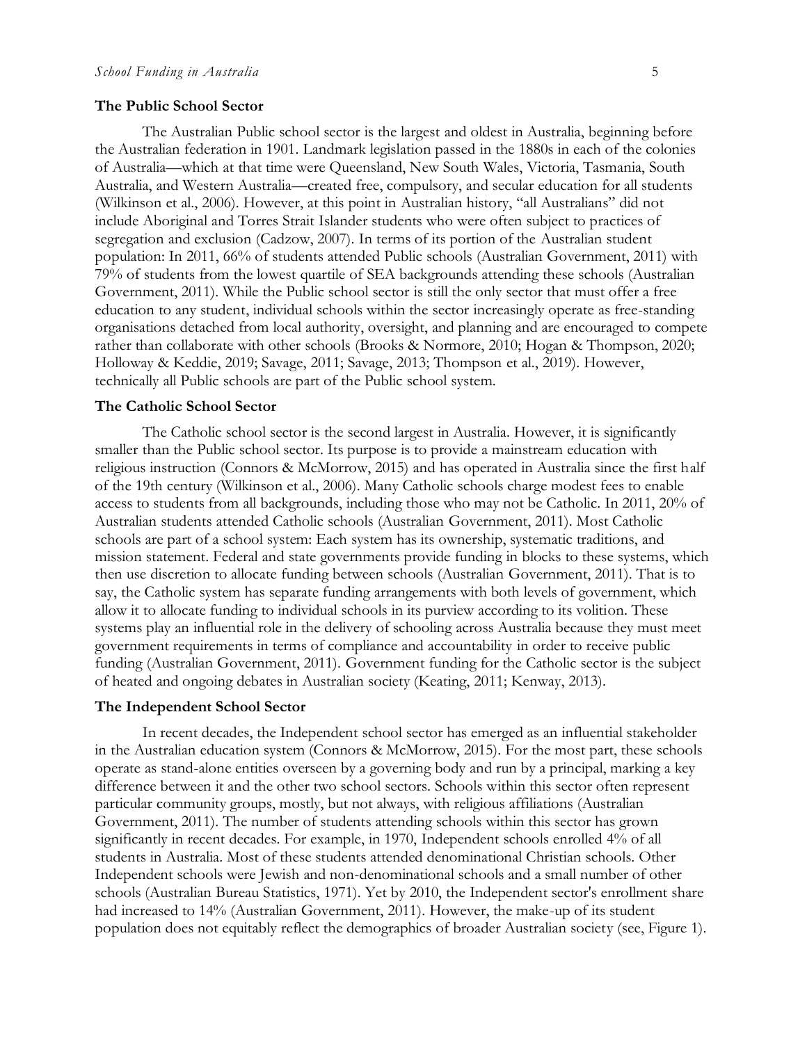## The Public School Sector

The Australian Public school sector is the largest and oldest in Australia, beginning before the Australian federation in 1901. Landmark legislation passed in the 1880s in each of the colonies of Australia—which at that time were Queensland, New South Wales, Victoria, Tasmania, South Australia, and Western Australia—created free, compulsory, and secular education for all students (Wilkinson et al., 2006). However, at this point in Australian history, "all Australians" did not include Aboriginal and Torres Strait Islander students who were often subject to practices of segregation and exclusion (Cadzow, 2007). In terms of its portion of the Australian student population: In 2011, 66% of students attended Public schools (Australian Government, 2011) with 79% of students from the lowest quartile of SEA backgrounds attending these schools (Australian Government, 2011). While the Public school sector is still the only sector that must offer a free education to any student, individual schools within the sector increasingly operate as free-standing organisations detached from local authority, oversight, and planning and are encouraged to compete rather than collaborate with other schools (Brooks & Normore, 2010; Hogan & Thompson, 2020; Holloway & Keddie, 2019; Savage, 2011; Savage, 2013; Thompson et al., 2019). However, technically all Public schools are part of the Public school system.

## The Catholic School Sector

The Catholic school sector is the second largest in Australia. However, it is significantly smaller than the Public school sector. Its purpose is to provide a mainstream education with religious instruction (Connors & McMorrow, 2015) and has operated in Australia since the first half of the 19th century (Wilkinson et al., 2006). Many Catholic schools charge modest fees to enable access to students from all backgrounds, including those who may not be Catholic. In 2011, 20% of Australian students attended Catholic schools (Australian Government, 2011). Most Catholic schools are part of a school system: Each system has its ownership, systematic traditions, and mission statement. Federal and state governments provide funding in blocks to these systems, which then use discretion to allocate funding between schools (Australian Government, 2011). That is to say, the Catholic system has separate funding arrangements with both levels of government, which allow it to allocate funding to individual schools in its purview according to its volition. These systems play an influential role in the delivery of schooling across Australia because they must meet government requirements in terms of compliance and accountability in order to receive public funding (Australian Government, 2011). Government funding for the Catholic sector is the subject of heated and ongoing debates in Australian society (Keating, 2011; Kenway, 2013).

## The Independent School Sector

In recent decades, the Independent school sector has emerged as an influential stakeholder in the Australian education system (Connors & McMorrow, 2015). For the most part, these schools operate as stand-alone entities overseen by a governing body and run by a principal, marking a key difference between it and the other two school sectors. Schools within this sector often represent particular community groups, mostly, but not always, with religious affiliations (Australian Government, 2011). The number of students attending schools within this sector has grown significantly in recent decades. For example, in 1970, Independent schools enrolled 4% of all students in Australia. Most of these students attended denominational Christian schools. Other Independent schools were Jewish and non-denominational schools and a small number of other schools (Australian Bureau Statistics, 1971). Yet by 2010, the Independent sector's enrollment share had increased to 14% (Australian Government, 2011). However, the make-up of its student population does not equitably reflect the demographics of broader Australian society (see, Figure 1).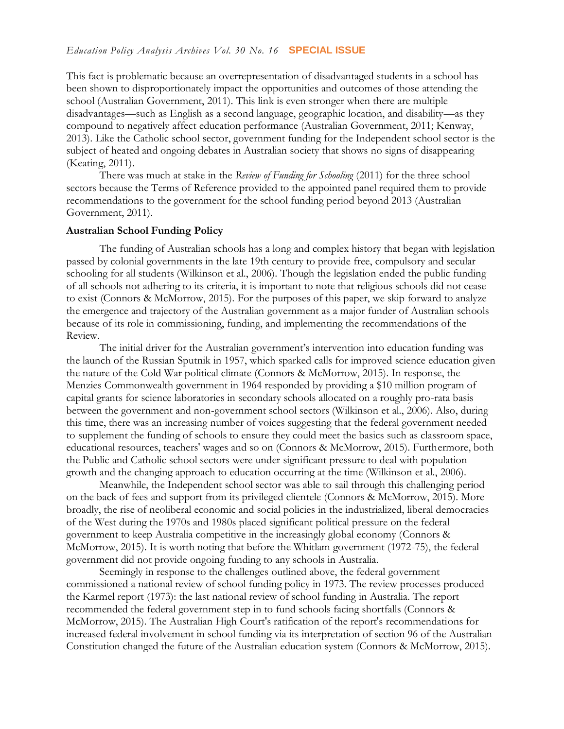This fact is problematic because an overrepresentation of disadvantaged students in a school has been shown to disproportionately impact the opportunities and outcomes of those attending the school (Australian Government, 2011). This link is even stronger when there are multiple disadvantages—such as English as a second language, geographic location, and disability—as they compound to negatively affect education performance (Australian Government, 2011; Kenway, 2013). Like the Catholic school sector, government funding for the Independent school sector is the subject of heated and ongoing debates in Australian society that shows no signs of disappearing (Keating, 2011).

There was much at stake in the *Review of Funding for Schooling* (2011) for the three school sectors because the Terms of Reference provided to the appointed panel required them to provide recommendations to the government for the school funding period beyond 2013 (Australian Government, 2011).

**Australian School Funding Policy**

The funding of Australian schools has a long and complex history that began with legislation passed by colonial governments in the late 19th century to provide free, compulsory and secular schooling for all students (Wilkinson et al., 2006). Though the legislation ended the public funding of all schools not adhering to its criteria, it is important to note that religious schools did not cease to exist (Connors & McMorrow, 2015). For the purposes of this paper, we skip forward to analyze the emergence and trajectory of the Australian government as a major funder of Australian schools because of its role in commissioning, funding, and implementing the recommendations of the Review.

The initial driver for the Australian government's intervention into education funding was the launch of the Russian Sputnik in 1957, which sparked calls for improved science education given the nature of the Cold War political climate (Connors & McMorrow, 2015). In response, the Menzies Commonwealth government in 1964 responded by providing a $10 million program of capital grants for science laboratories in secondary schools allocated on a roughly pro-rata basis between the government and non-government school sectors (Wilkinson et al., 2006). Also, during this time, there was an increasing number of voices suggesting that the federal government needed to supplement the funding of schools to ensure they could meet the basics such as classroom space, educational resources, teachers' wages and so on (Connors & McMorrow, 2015). Furthermore, both the Public and Catholic school sectors were under significant pressure to deal with population growth and the changing approach to education occurring at the time (Wilkinson et al., 2006).

Meanwhile, the Independent school sector was able to sail through this challenging period on the back of fees and support from its privileged clientele (Connors & McMorrow, 2015). More broadly, the rise of neoliberal economic and social policies in the industrialized, liberal democracies of the West during the 1970s and 1980s placed significant political pressure on the federal government to keep Australia competitive in the increasingly global economy (Connors & McMorrow, 2015). It is worth noting that before the Whitlam government (1972-75), the federal government did not provide ongoing funding to any schools in Australia.

Seemingly in response to the challenges outlined above, the federal government commissioned a national review of school funding policy in 1973. The review processes produced the Karmel report (1973): the last national review of school funding in Australia. The report recommended the federal government step in to fund schools facing shortfalls (Connors & McMorrow, 2015). The Australian High Court's ratification of the report's recommendations for increased federal involvement in school funding via its interpretation of section 96 of the Australian Constitution changed the future of the Australian education system (Connors & McMorrow, 2015).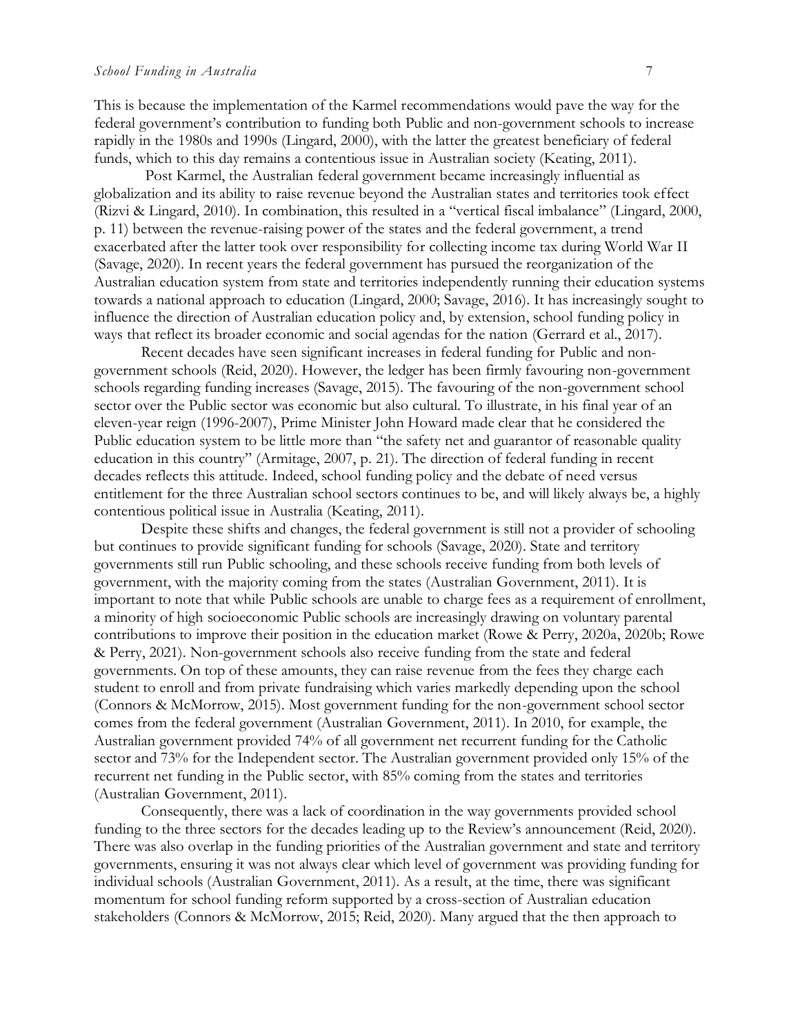This is because the implementation of the Karmel recommendations would pave the way for the federal government's contribution to funding both Public and non-government schools to increase rapidly in the 1980s and 1990s (Lingard, 2000), with the latter the greatest beneficiary of federal funds, which to this day remains a contentious issue in Australian society (Keating, 2011).

Post Karmel, the Australian federal government became increasingly influential as globalization and its ability to raise revenue beyond the Australian states and territories took effect (Rizvi & Lingard, 2010). In combination, this resulted in a "vertical fiscal imbalance" (Lingard, 2000, p. 11) between the revenue-raising power of the states and the federal government, a trend exacerbated after the latter took over responsibility for collecting income tax during World War II (Savage, 2020). In recent years the federal government has pursued the reorganization of the Australian education system from state and territories independently running their education systems towards a national approach to education (Lingard, 2000; Savage, 2016). It has increasingly sought to influence the direction of Australian education policy and, by extension, school funding policy in ways that reflect its broader economic and social agendas for the nation (Gerrard et al., 2017).

Recent decades have seen significant increases in federal funding for Public and non-government schools (Reid, 2020). However, the ledger has been firmly favouring non-government schools regarding funding increases (Savage, 2015). The favouring of the non-government school sector over the Public sector was economic but also cultural. To illustrate, in his final year of an eleven-year reign (1996-2007), Prime Minister John Howard made clear that he considered the Public education system to be little more than "the safety net and guarantor of reasonable quality education in this country" (Armitage, 2007, p. 21). The direction of federal funding in recent decades reflects this attitude. Indeed, school funding policy and the debate of need versus entitlement for the three Australian school sectors continues to be, and will likely always be, a highly contentious political issue in Australia (Keating, 2011).

Despite these shifts and changes, the federal government is still not a provider of schooling but continues to provide significant funding for schools (Savage, 2020). State and territory governments still run Public schooling, and these schools receive funding from both levels of government, with the majority coming from the states (Australian Government, 2011). It is important to note that while Public schools are unable to charge fees as a requirement of enrollment, a minority of high socioeconomic Public schools are increasingly drawing on voluntary parental contributions to improve their position in the education market (Rowe & Perry, 2020a, 2020b; Rowe & Perry, 2021). Non-government schools also receive funding from the state and federal governments. On top of these amounts, they can raise revenue from the fees they charge each student to enroll and from private fundraising which varies markedly depending upon the school (Connors & McMorrow, 2015). Most government funding for the non-government school sector comes from the federal government (Australian Government, 2011). In 2010, for example, the Australian government provided 74% of all government net recurrent funding for the Catholic sector and 73% for the Independent sector. The Australian government provided only 15% of the recurrent net funding in the Public sector, with 85% coming from the states and territories (Australian Government, 2011).

Consequently, there was a lack of coordination in the way governments provided school funding to the three sectors for the decades leading up to the Review's announcement (Reid, 2020). There was also overlap in the funding priorities of the Australian government and state and territory governments, ensuring it was not always clear which level of government was providing funding for individual schools (Australian Government, 2011). As a result, at the time, there was significant momentum for school funding reform supported by a cross-section of Australian education stakeholders (Connors & McMorrow, 2015; Reid, 2020). Many argued that the then approach to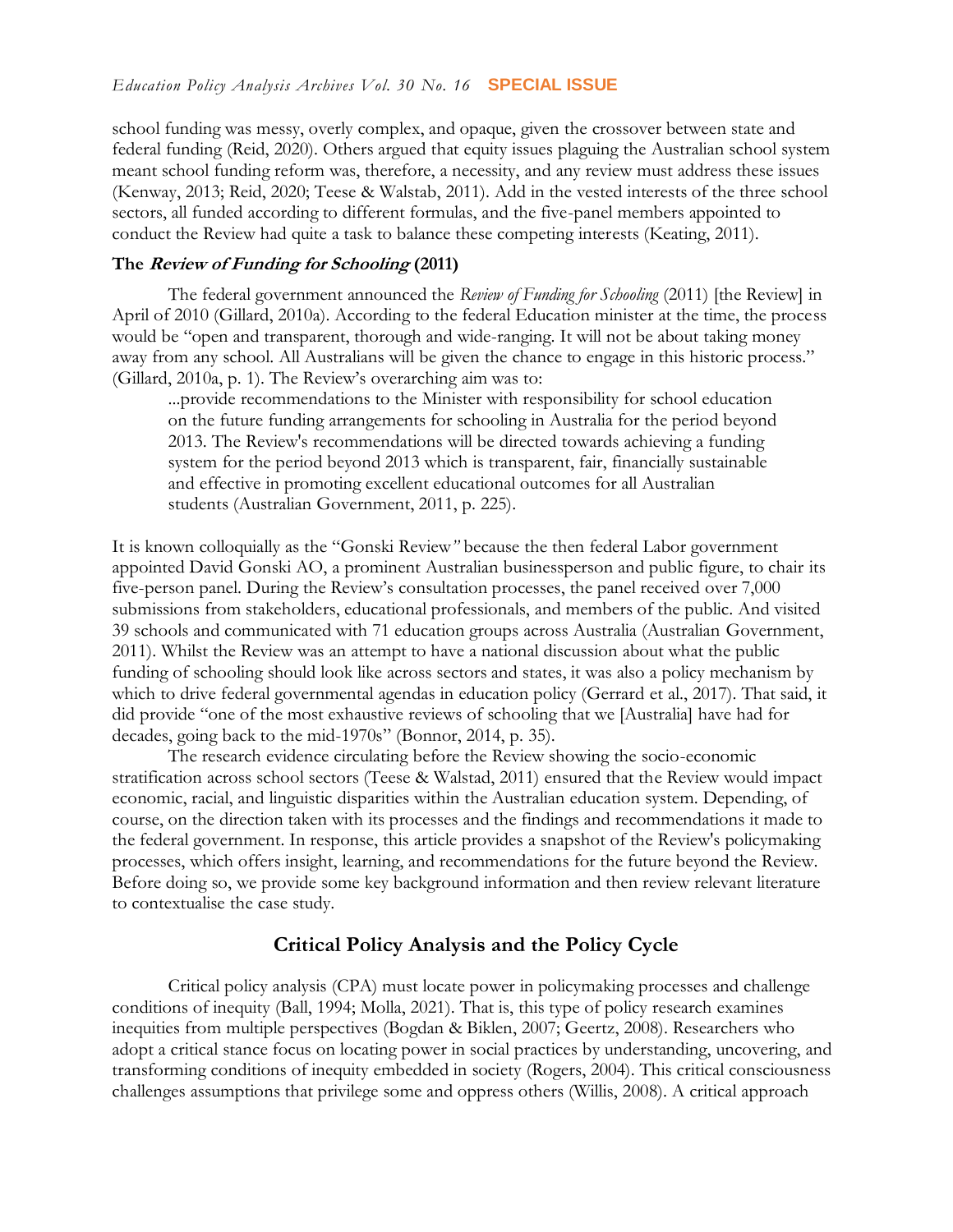school funding was messy, overly complex, and opaque, given the crossover between state and federal funding (Reid, 2020). Others argued that equity issues plaguing the Australian school system meant school funding reform was, therefore, a necessity, and any review must address these issues (Kenway, 2013; Reid, 2020; Teese & Walstab, 2011). Add in the vested interests of the three school sectors, all funded according to different formulas, and the five-panel members appointed to conduct the Review had quite a task to balance these competing interests (Keating, 2011).

### The *Review of Funding for Schooling* (2011)

The federal government announced the *Review of Funding for Schooling* (2011) [the Review] in April of 2010 (Gillard, 2010a). According to the federal Education minister at the time, the process would be "open and transparent, thorough and wide-ranging. It will not be about taking money away from any school. All Australians will be given the chance to engage in this historic process." (Gillard, 2010a, p. 1). The Review's overarching aim was to:

> ...provide recommendations to the Minister with responsibility for school education on the future funding arrangements for schooling in Australia for the period beyond 2013. The Review's recommendations will be directed towards achieving a funding system for the period beyond 2013 which is transparent, fair, financially sustainable and effective in promoting excellent educational outcomes for all Australian students (Australian Government, 2011, p. 225).

It is known colloquially as the "Gonski Review*"* because the then federal Labor government appointed David Gonski AO, a prominent Australian businessperson and public figure, to chair its five-person panel. During the Review's consultation processes, the panel received over 7,000 submissions from stakeholders, educational professionals, and members of the public. And visited 39 schools and communicated with 71 education groups across Australia (Australian Government, 2011). Whilst the Review was an attempt to have a national discussion about what the public funding of schooling should look like across sectors and states, it was also a policy mechanism by which to drive federal governmental agendas in education policy (Gerrard et al., 2017). That said, it did provide "one of the most exhaustive reviews of schooling that we [Australia] have had for decades, going back to the mid-1970s" (Bonnor, 2014, p. 35).

The research evidence circulating before the Review showing the socio-economic stratification across school sectors (Teese & Walstad, 2011) ensured that the Review would impact economic, racial, and linguistic disparities within the Australian education system. Depending, of course, on the direction taken with its processes and the findings and recommendations it made to the federal government. In response, this article provides a snapshot of the Review's policymaking processes, which offers insight, learning, and recommendations for the future beyond the Review. Before doing so, we provide some key background information and then review relevant literature to contextualise the case study.

## Critical Policy Analysis and the Policy Cycle

Critical policy analysis (CPA) must locate power in policymaking processes and challenge conditions of inequity (Ball, 1994; Molla, 2021). That is, this type of policy research examines inequities from multiple perspectives (Bogdan & Biklen, 2007; Geertz, 2008). Researchers who adopt a critical stance focus on locating power in social practices by understanding, uncovering, and transforming conditions of inequity embedded in society (Rogers, 2004). This critical consciousness challenges assumptions that privilege some and oppress others (Willis, 2008). A critical approach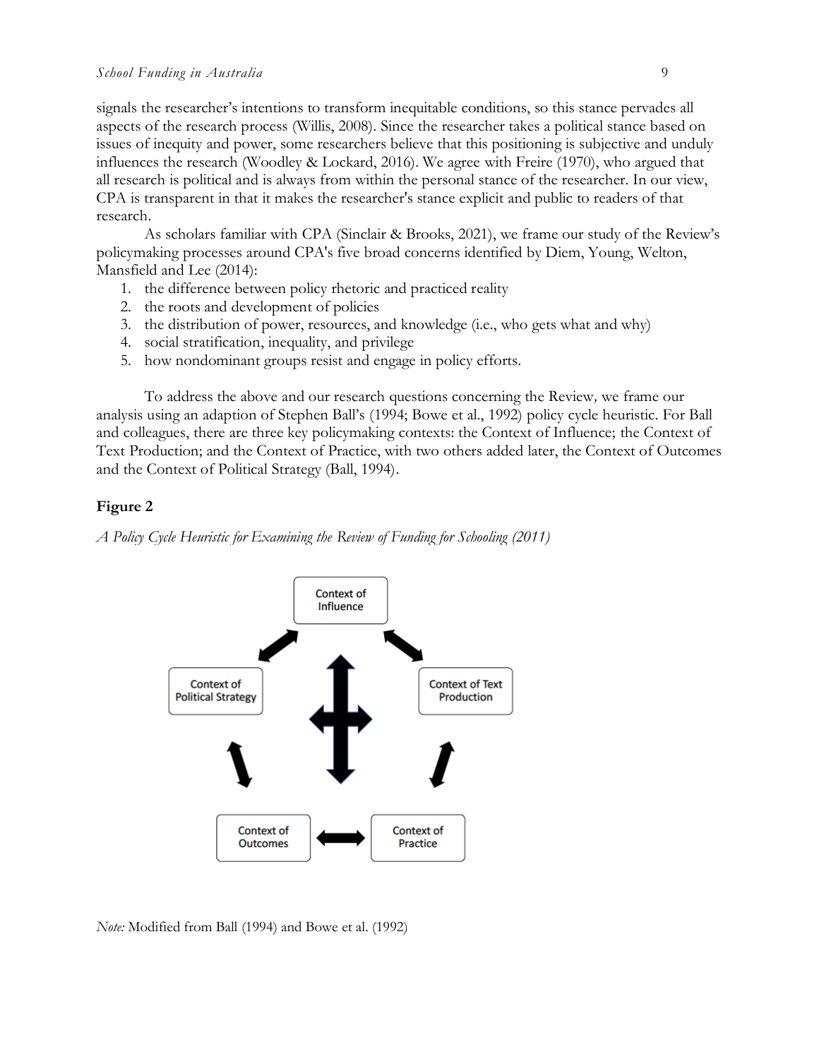signals the researcher's intentions to transform inequitable conditions, so this stance pervades all aspects of the research process (Willis, 2008). Since the researcher takes a political stance based on issues of inequity and power, some researchers believe that this positioning is subjective and unduly influences the research (Woodley & Lockard, 2016). We agree with Freire (1970), who argued that all research is political and is always from within the personal stance of the researcher. In our view, CPA is transparent in that it makes the researcher's stance explicit and public to readers of that research.

As scholars familiar with CPA (Sinclair & Brooks, 2021), we frame our study of the Review's policymaking processes around CPA's five broad concerns identified by Diem, Young, Welton, Mansfield and Lee (2014):

1. the difference between policy rhetoric and practiced reality
2. the roots and development of policies
3. the distribution of power, resources, and knowledge (i.e., who gets what and why)
4. social stratification, inequality, and privilege
5. how nondominant groups resist and engage in policy efforts.

To address the above and our research questions concerning the Review*,* we frame our analysis using an adaption of Stephen Ball's (1994; Bowe et al., 1992) policy cycle heuristic. For Ball and colleagues, there are three key policymaking contexts: the Context of Influence; the Context of Text Production; and the Context of Practice, with two others added later, the Context of Outcomes and the Context of Political Strategy (Ball, 1994).

**Figure 2**

*A Policy Cycle Heuristic for Examining the Review of Funding for Schooling (2011)*

*Note:* Modified from Ball (1994) and Bowe et al. (1992)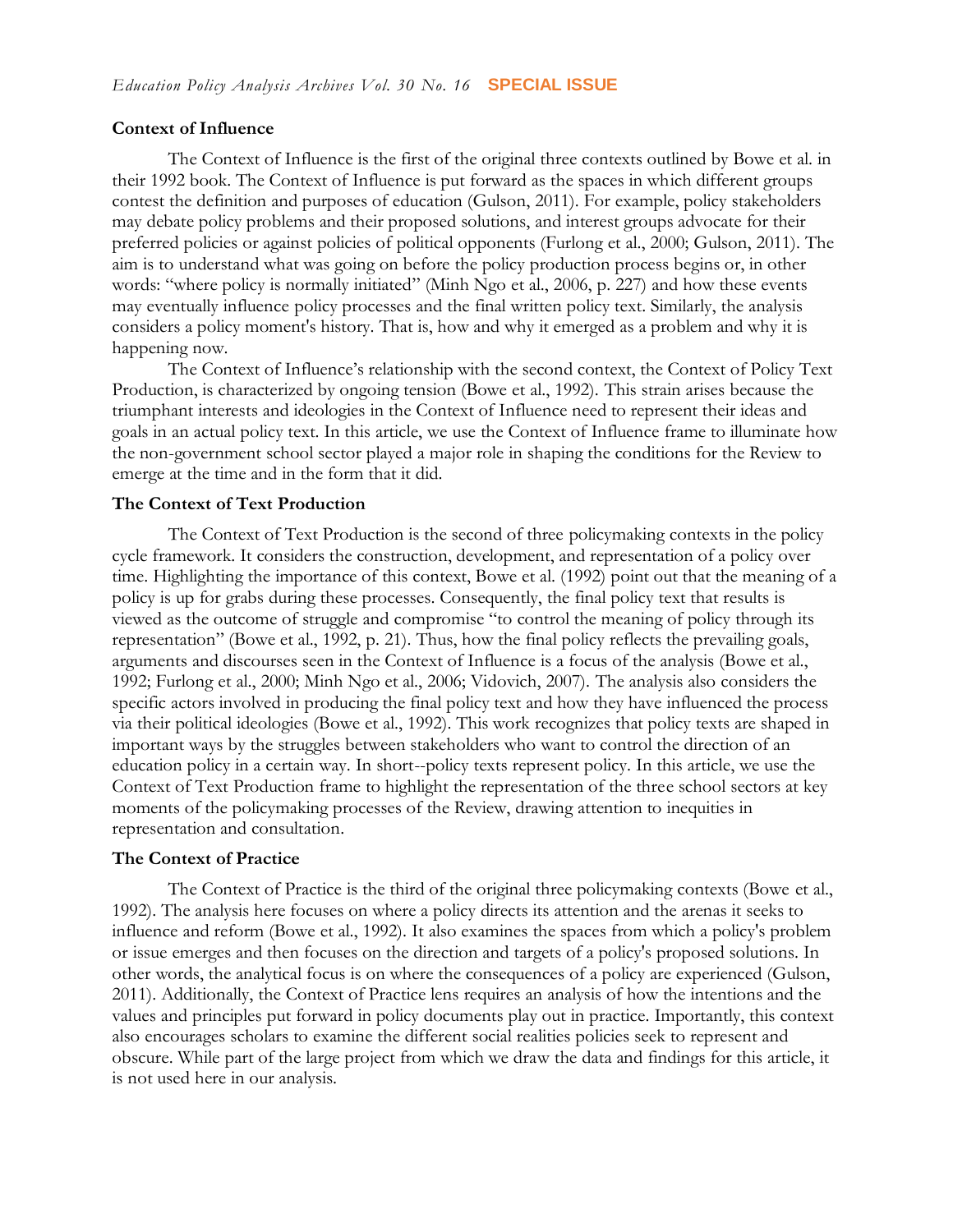### Context of Influence

The Context of Influence is the first of the original three contexts outlined by Bowe et al. in their 1992 book. The Context of Influence is put forward as the spaces in which different groups contest the definition and purposes of education (Gulson, 2011). For example, policy stakeholders may debate policy problems and their proposed solutions, and interest groups advocate for their preferred policies or against policies of political opponents (Furlong et al., 2000; Gulson, 2011). The aim is to understand what was going on before the policy production process begins or, in other words: "where policy is normally initiated" (Minh Ngo et al., 2006, p. 227) and how these events may eventually influence policy processes and the final written policy text. Similarly, the analysis considers a policy moment's history. That is, how and why it emerged as a problem and why it is happening now.

The Context of Influence's relationship with the second context, the Context of Policy Text Production, is characterized by ongoing tension (Bowe et al., 1992). This strain arises because the triumphant interests and ideologies in the Context of Influence need to represent their ideas and goals in an actual policy text. In this article, we use the Context of Influence frame to illuminate how the non-government school sector played a major role in shaping the conditions for the Review to emerge at the time and in the form that it did.

### The Context of Text Production

The Context of Text Production is the second of three policymaking contexts in the policy cycle framework. It considers the construction, development, and representation of a policy over time. Highlighting the importance of this context, Bowe et al. (1992) point out that the meaning of a policy is up for grabs during these processes. Consequently, the final policy text that results is viewed as the outcome of struggle and compromise "to control the meaning of policy through its representation" (Bowe et al., 1992, p. 21). Thus, how the final policy reflects the prevailing goals, arguments and discourses seen in the Context of Influence is a focus of the analysis (Bowe et al., 1992; Furlong et al., 2000; Minh Ngo et al., 2006; Vidovich, 2007). The analysis also considers the specific actors involved in producing the final policy text and how they have influenced the process via their political ideologies (Bowe et al., 1992). This work recognizes that policy texts are shaped in important ways by the struggles between stakeholders who want to control the direction of an education policy in a certain way. In short--policy texts represent policy. In this article, we use the Context of Text Production frame to highlight the representation of the three school sectors at key moments of the policymaking processes of the Review, drawing attention to inequities in representation and consultation.

### The Context of Practice

The Context of Practice is the third of the original three policymaking contexts (Bowe et al., 1992). The analysis here focuses on where a policy directs its attention and the arenas it seeks to influence and reform (Bowe et al., 1992). It also examines the spaces from which a policy's problem or issue emerges and then focuses on the direction and targets of a policy's proposed solutions. In other words, the analytical focus is on where the consequences of a policy are experienced (Gulson, 2011). Additionally, the Context of Practice lens requires an analysis of how the intentions and the values and principles put forward in policy documents play out in practice. Importantly, this context also encourages scholars to examine the different social realities policies seek to represent and obscure. While part of the large project from which we draw the data and findings for this article, it is not used here in our analysis.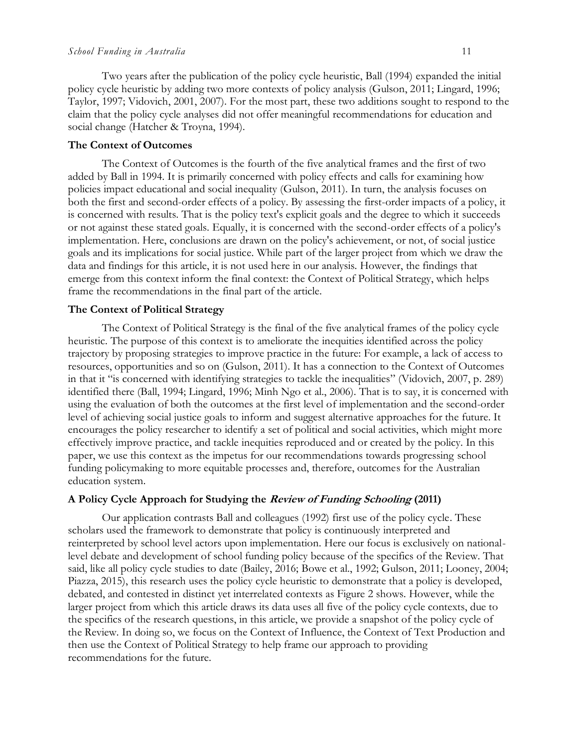Two years after the publication of the policy cycle heuristic, Ball (1994) expanded the initial policy cycle heuristic by adding two more contexts of policy analysis (Gulson, 2011; Lingard, 1996; Taylor, 1997; Vidovich, 2001, 2007). For the most part, these two additions sought to respond to the claim that the policy cycle analyses did not offer meaningful recommendations for education and social change (Hatcher & Troyna, 1994).

### The Context of Outcomes

The Context of Outcomes is the fourth of the five analytical frames and the first of two added by Ball in 1994. It is primarily concerned with policy effects and calls for examining how policies impact educational and social inequality (Gulson, 2011). In turn, the analysis focuses on both the first and second-order effects of a policy. By assessing the first-order impacts of a policy, it is concerned with results. That is the policy text's explicit goals and the degree to which it succeeds or not against these stated goals. Equally, it is concerned with the second-order effects of a policy's implementation. Here, conclusions are drawn on the policy's achievement, or not, of social justice goals and its implications for social justice. While part of the larger project from which we draw the data and findings for this article, it is not used here in our analysis. However, the findings that emerge from this context inform the final context: the Context of Political Strategy, which helps frame the recommendations in the final part of the article.

### The Context of Political Strategy

The Context of Political Strategy is the final of the five analytical frames of the policy cycle heuristic. The purpose of this context is to ameliorate the inequities identified across the policy trajectory by proposing strategies to improve practice in the future: For example, a lack of access to resources, opportunities and so on (Gulson, 2011). It has a connection to the Context of Outcomes in that it "is concerned with identifying strategies to tackle the inequalities" (Vidovich, 2007, p. 289) identified there (Ball, 1994; Lingard, 1996; Minh Ngo et al., 2006). That is to say, it is concerned with using the evaluation of both the outcomes at the first level of implementation and the second-order level of achieving social justice goals to inform and suggest alternative approaches for the future. It encourages the policy researcher to identify a set of political and social activities, which might more effectively improve practice, and tackle inequities reproduced and or created by the policy. In this paper, we use this context as the impetus for our recommendations towards progressing school funding policymaking to more equitable processes and, therefore, outcomes for the Australian education system.

### A Policy Cycle Approach for Studying the *Review of Funding Schooling* (2011)

Our application contrasts Ball and colleagues (1992) first use of the policy cycle. These scholars used the framework to demonstrate that policy is continuously interpreted and reinterpreted by school level actors upon implementation. Here our focus is exclusively on national-level debate and development of school funding policy because of the specifics of the Review. That said, like all policy cycle studies to date (Bailey, 2016; Bowe et al., 1992; Gulson, 2011; Looney, 2004; Piazza, 2015), this research uses the policy cycle heuristic to demonstrate that a policy is developed, debated, and contested in distinct yet interrelated contexts as Figure 2 shows. However, while the larger project from which this article draws its data uses all five of the policy cycle contexts, due to the specifics of the research questions, in this article, we provide a snapshot of the policy cycle of the Review. In doing so, we focus on the Context of Influence, the Context of Text Production and then use the Context of Political Strategy to help frame our approach to providing recommendations for the future.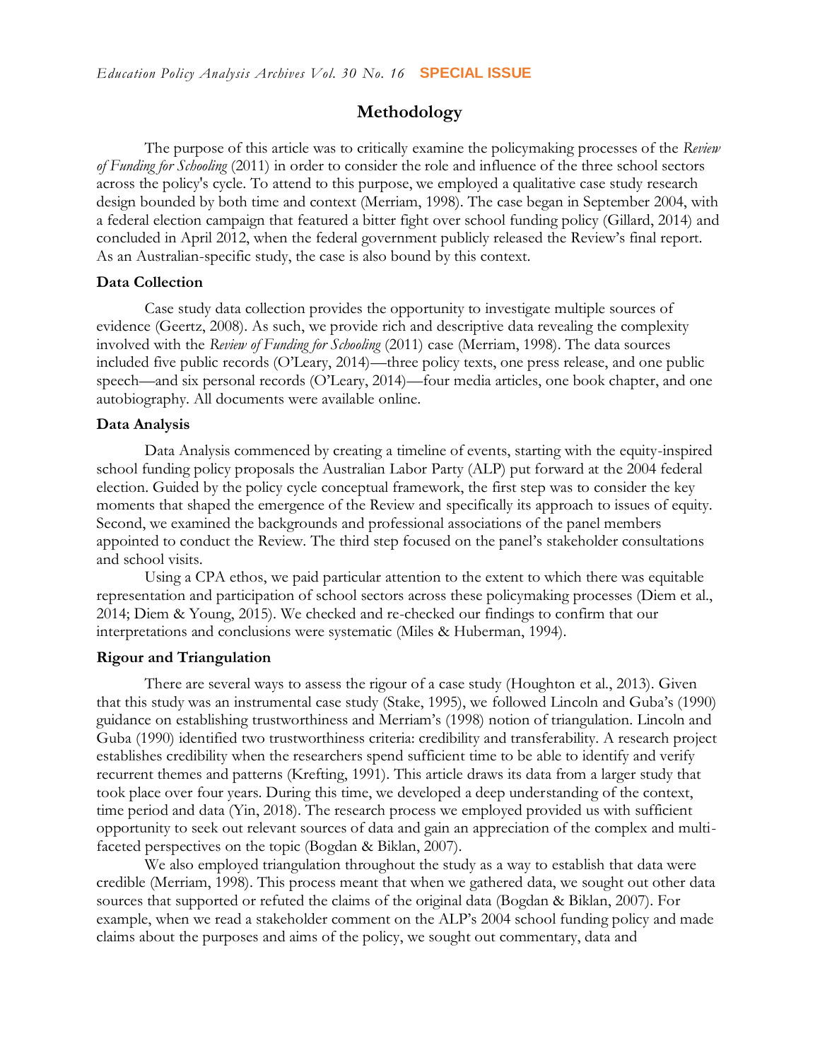## Methodology

The purpose of this article was to critically examine the policymaking processes of the *Review of Funding for Schooling* (2011) in order to consider the role and influence of the three school sectors across the policy's cycle. To attend to this purpose, we employed a qualitative case study research design bounded by both time and context (Merriam, 1998). The case began in September 2004, with a federal election campaign that featured a bitter fight over school funding policy (Gillard, 2014) and concluded in April 2012, when the federal government publicly released the Review's final report. As an Australian-specific study, the case is also bound by this context.

### Data Collection

Case study data collection provides the opportunity to investigate multiple sources of evidence (Geertz, 2008). As such, we provide rich and descriptive data revealing the complexity involved with the *Review of Funding for Schooling* (2011) case (Merriam, 1998). The data sources included five public records (O'Leary, 2014)—three policy texts, one press release, and one public speech—and six personal records (O'Leary, 2014)—four media articles, one book chapter, and one autobiography. All documents were available online.

### Data Analysis

Data Analysis commenced by creating a timeline of events, starting with the equity-inspired school funding policy proposals the Australian Labor Party (ALP) put forward at the 2004 federal election. Guided by the policy cycle conceptual framework, the first step was to consider the key moments that shaped the emergence of the Review and specifically its approach to issues of equity. Second, we examined the backgrounds and professional associations of the panel members appointed to conduct the Review. The third step focused on the panel's stakeholder consultations and school visits.

Using a CPA ethos, we paid particular attention to the extent to which there was equitable representation and participation of school sectors across these policymaking processes (Diem et al., 2014; Diem & Young, 2015). We checked and re-checked our findings to confirm that our interpretations and conclusions were systematic (Miles & Huberman, 1994).

### Rigour and Triangulation

There are several ways to assess the rigour of a case study (Houghton et al., 2013). Given that this study was an instrumental case study (Stake, 1995), we followed Lincoln and Guba's (1990) guidance on establishing trustworthiness and Merriam's (1998) notion of triangulation. Lincoln and Guba (1990) identified two trustworthiness criteria: credibility and transferability. A research project establishes credibility when the researchers spend sufficient time to be able to identify and verify recurrent themes and patterns (Krefting, 1991). This article draws its data from a larger study that took place over four years. During this time, we developed a deep understanding of the context, time period and data (Yin, 2018). The research process we employed provided us with sufficient opportunity to seek out relevant sources of data and gain an appreciation of the complex and multi-faceted perspectives on the topic (Bogdan & Biklan, 2007).

We also employed triangulation throughout the study as a way to establish that data were credible (Merriam, 1998). This process meant that when we gathered data, we sought out other data sources that supported or refuted the claims of the original data (Bogdan & Biklan, 2007). For example, when we read a stakeholder comment on the ALP's 2004 school funding policy and made claims about the purposes and aims of the policy, we sought out commentary, data and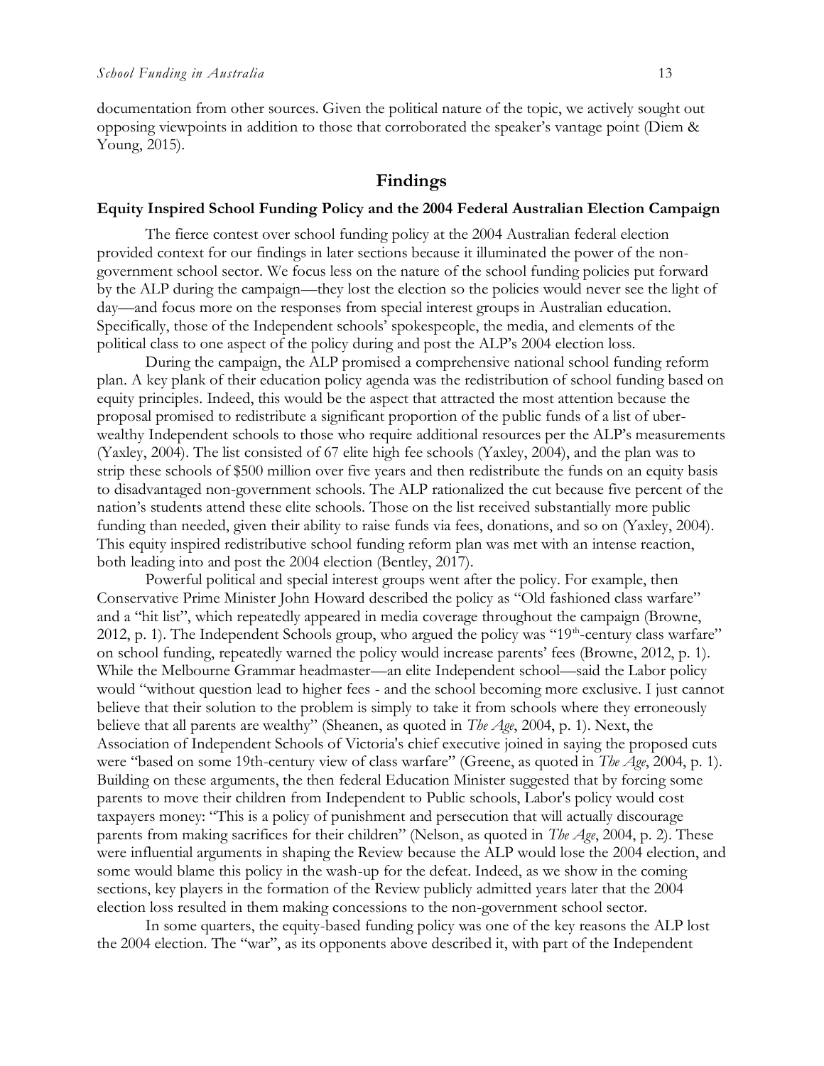documentation from other sources. Given the political nature of the topic, we actively sought out opposing viewpoints in addition to those that corroborated the speaker's vantage point (Diem & Young, 2015).

## Findings

### Equity Inspired School Funding Policy and the 2004 Federal Australian Election Campaign

The fierce contest over school funding policy at the 2004 Australian federal election provided context for our findings in later sections because it illuminated the power of the non-government school sector. We focus less on the nature of the school funding policies put forward by the ALP during the campaign—they lost the election so the policies would never see the light of day—and focus more on the responses from special interest groups in Australian education. Specifically, those of the Independent schools' spokespeople, the media, and elements of the political class to one aspect of the policy during and post the ALP's 2004 election loss.

During the campaign, the ALP promised a comprehensive national school funding reform plan. A key plank of their education policy agenda was the redistribution of school funding based on equity principles. Indeed, this would be the aspect that attracted the most attention because the proposal promised to redistribute a significant proportion of the public funds of a list of uber-wealthy Independent schools to those who require additional resources per the ALP's measurements (Yaxley, 2004). The list consisted of 67 elite high fee schools (Yaxley, 2004), and the plan was to strip these schools of $500 million over five years and then redistribute the funds on an equity basis to disadvantaged non-government schools. The ALP rationalized the cut because five percent of the nation's students attend these elite schools. Those on the list received substantially more public funding than needed, given their ability to raise funds via fees, donations, and so on (Yaxley, 2004). This equity inspired redistributive school funding reform plan was met with an intense reaction, both leading into and post the 2004 election (Bentley, 2017).

Powerful political and special interest groups went after the policy. For example, then Conservative Prime Minister John Howard described the policy as "Old fashioned class warfare" and a "hit list", which repeatedly appeared in media coverage throughout the campaign (Browne, 2012, p. 1). The Independent Schools group, who argued the policy was "19th-century class warfare" on school funding, repeatedly warned the policy would increase parents' fees (Browne, 2012, p. 1). While the Melbourne Grammar headmaster—an elite Independent school—said the Labor policy would "without question lead to higher fees - and the school becoming more exclusive. I just cannot believe that their solution to the problem is simply to take it from schools where they erroneously believe that all parents are wealthy" (Sheanen, as quoted in *The Age*, 2004, p. 1). Next, the Association of Independent Schools of Victoria's chief executive joined in saying the proposed cuts were "based on some 19th-century view of class warfare" (Greene, as quoted in *The Age*, 2004, p. 1). Building on these arguments, the then federal Education Minister suggested that by forcing some parents to move their children from Independent to Public schools, Labor's policy would cost taxpayers money: "This is a policy of punishment and persecution that will actually discourage parents from making sacrifices for their children" (Nelson, as quoted in *The Age*, 2004, p. 2). These were influential arguments in shaping the Review because the ALP would lose the 2004 election, and some would blame this policy in the wash-up for the defeat. Indeed, as we show in the coming sections, key players in the formation of the Review publicly admitted years later that the 2004 election loss resulted in them making concessions to the non-government school sector.

In some quarters, the equity-based funding policy was one of the key reasons the ALP lost the 2004 election. The "war", as its opponents above described it, with part of the Independent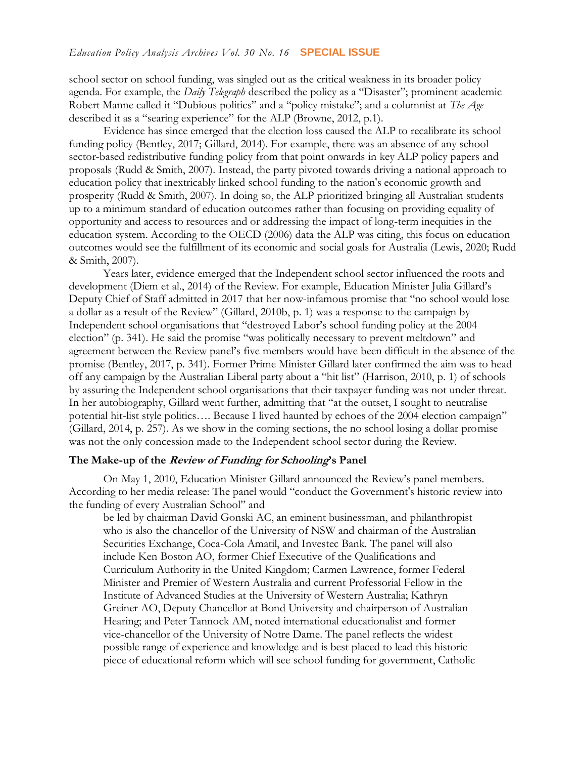school sector on school funding, was singled out as the critical weakness in its broader policy agenda. For example, the *Daily Telegraph* described the policy as a "Disaster"; prominent academic Robert Manne called it "Dubious politics" and a "policy mistake"; and a columnist at *The Age* described it as a "searing experience" for the ALP (Browne, 2012, p.1).

Evidence has since emerged that the election loss caused the ALP to recalibrate its school funding policy (Bentley, 2017; Gillard, 2014). For example, there was an absence of any school sector-based redistributive funding policy from that point onwards in key ALP policy papers and proposals (Rudd & Smith, 2007). Instead, the party pivoted towards driving a national approach to education policy that inextricably linked school funding to the nation's economic growth and prosperity (Rudd & Smith, 2007). In doing so, the ALP prioritized bringing all Australian students up to a minimum standard of education outcomes rather than focusing on providing equality of opportunity and access to resources and or addressing the impact of long-term inequities in the education system. According to the OECD (2006) data the ALP was citing, this focus on education outcomes would see the fulfillment of its economic and social goals for Australia (Lewis, 2020; Rudd & Smith, 2007).

Years later, evidence emerged that the Independent school sector influenced the roots and development (Diem et al., 2014) of the Review. For example, Education Minister Julia Gillard's Deputy Chief of Staff admitted in 2017 that her now-infamous promise that "no school would lose a dollar as a result of the Review" (Gillard, 2010b, p. 1) was a response to the campaign by Independent school organisations that "destroyed Labor's school funding policy at the 2004 election" (p. 341). He said the promise "was politically necessary to prevent meltdown" and agreement between the Review panel's five members would have been difficult in the absence of the promise (Bentley, 2017, p. 341). Former Prime Minister Gillard later confirmed the aim was to head off any campaign by the Australian Liberal party about a "hit list" (Harrison, 2010, p. 1) of schools by assuring the Independent school organisations that their taxpayer funding was not under threat. In her autobiography, Gillard went further, admitting that "at the outset, I sought to neutralise potential hit-list style politics…. Because I lived haunted by echoes of the 2004 election campaign" (Gillard, 2014, p. 257). As we show in the coming sections, the no school losing a dollar promise was not the only concession made to the Independent school sector during the Review.

### The Make-up of the *Review of Funding for Schooling*'s Panel

On May 1, 2010, Education Minister Gillard announced the Review's panel members. According to her media release: The panel would "conduct the Government's historic review into the funding of every Australian School" and

> be led by chairman David Gonski AC, an eminent businessman, and philanthropist who is also the chancellor of the University of NSW and chairman of the Australian Securities Exchange, Coca-Cola Amatil, and Investec Bank. The panel will also include Ken Boston AO, former Chief Executive of the Qualifications and Curriculum Authority in the United Kingdom; Carmen Lawrence, former Federal Minister and Premier of Western Australia and current Professorial Fellow in the Institute of Advanced Studies at the University of Western Australia; Kathryn Greiner AO, Deputy Chancellor at Bond University and chairperson of Australian Hearing; and Peter Tannock AM, noted international educationalist and former vice-chancellor of the University of Notre Dame. The panel reflects the widest possible range of experience and knowledge and is best placed to lead this historic piece of educational reform which will see school funding for government, Catholic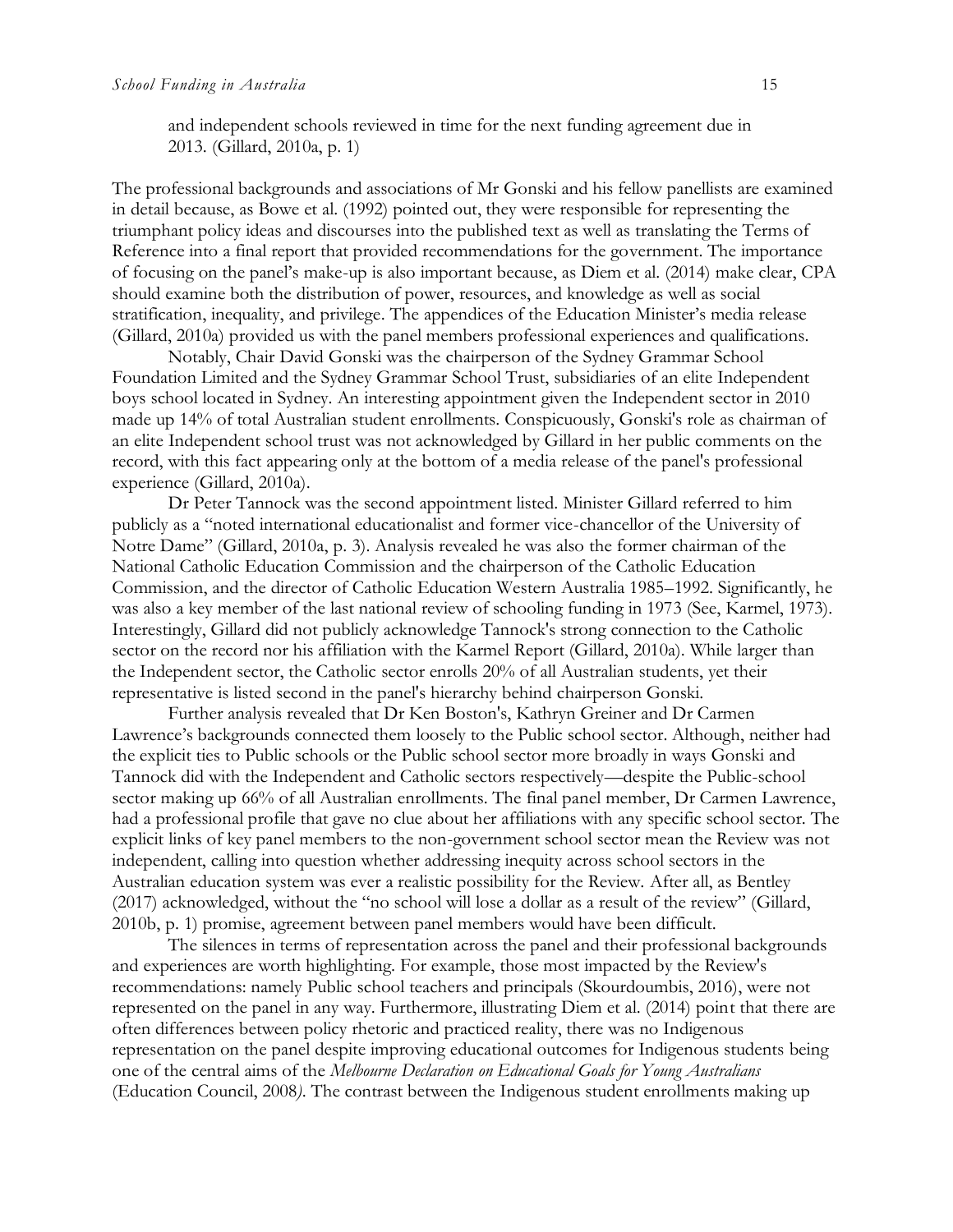> and independent schools reviewed in time for the next funding agreement due in 2013. (Gillard, 2010a, p. 1)

The professional backgrounds and associations of Mr Gonski and his fellow panellists are examined in detail because, as Bowe et al. (1992) pointed out, they were responsible for representing the triumphant policy ideas and discourses into the published text as well as translating the Terms of Reference into a final report that provided recommendations for the government. The importance of focusing on the panel's make-up is also important because, as Diem et al. (2014) make clear, CPA should examine both the distribution of power, resources, and knowledge as well as social stratification, inequality, and privilege. The appendices of the Education Minister's media release (Gillard, 2010a) provided us with the panel members professional experiences and qualifications.

Notably, Chair David Gonski was the chairperson of the Sydney Grammar School Foundation Limited and the Sydney Grammar School Trust, subsidiaries of an elite Independent boys school located in Sydney. An interesting appointment given the Independent sector in 2010 made up 14% of total Australian student enrollments. Conspicuously, Gonski's role as chairman of an elite Independent school trust was not acknowledged by Gillard in her public comments on the record, with this fact appearing only at the bottom of a media release of the panel's professional experience (Gillard, 2010a).

Dr Peter Tannock was the second appointment listed. Minister Gillard referred to him publicly as a "noted international educationalist and former vice-chancellor of the University of Notre Dame" (Gillard, 2010a, p. 3). Analysis revealed he was also the former chairman of the National Catholic Education Commission and the chairperson of the Catholic Education Commission, and the director of Catholic Education Western Australia 1985–1992. Significantly, he was also a key member of the last national review of schooling funding in 1973 (See, Karmel, 1973). Interestingly, Gillard did not publicly acknowledge Tannock's strong connection to the Catholic sector on the record nor his affiliation with the Karmel Report (Gillard, 2010a). While larger than the Independent sector, the Catholic sector enrolls 20% of all Australian students, yet their representative is listed second in the panel's hierarchy behind chairperson Gonski.

Further analysis revealed that Dr Ken Boston's, Kathryn Greiner and Dr Carmen Lawrence's backgrounds connected them loosely to the Public school sector. Although, neither had the explicit ties to Public schools or the Public school sector more broadly in ways Gonski and Tannock did with the Independent and Catholic sectors respectively—despite the Public-school sector making up 66% of all Australian enrollments. The final panel member, Dr Carmen Lawrence, had a professional profile that gave no clue about her affiliations with any specific school sector. The explicit links of key panel members to the non-government school sector mean the Review was not independent, calling into question whether addressing inequity across school sectors in the Australian education system was ever a realistic possibility for the Review. After all, as Bentley (2017) acknowledged, without the "no school will lose a dollar as a result of the review" (Gillard, 2010b, p. 1) promise, agreement between panel members would have been difficult.

The silences in terms of representation across the panel and their professional backgrounds and experiences are worth highlighting. For example, those most impacted by the Review's recommendations: namely Public school teachers and principals (Skourdoumbis, 2016), were not represented on the panel in any way. Furthermore, illustrating Diem et al. (2014) point that there are often differences between policy rhetoric and practiced reality, there was no Indigenous representation on the panel despite improving educational outcomes for Indigenous students being one of the central aims of the *Melbourne Declaration on Educational Goals for Young Australians* (Education Council, 2008). The contrast between the Indigenous student enrollments making up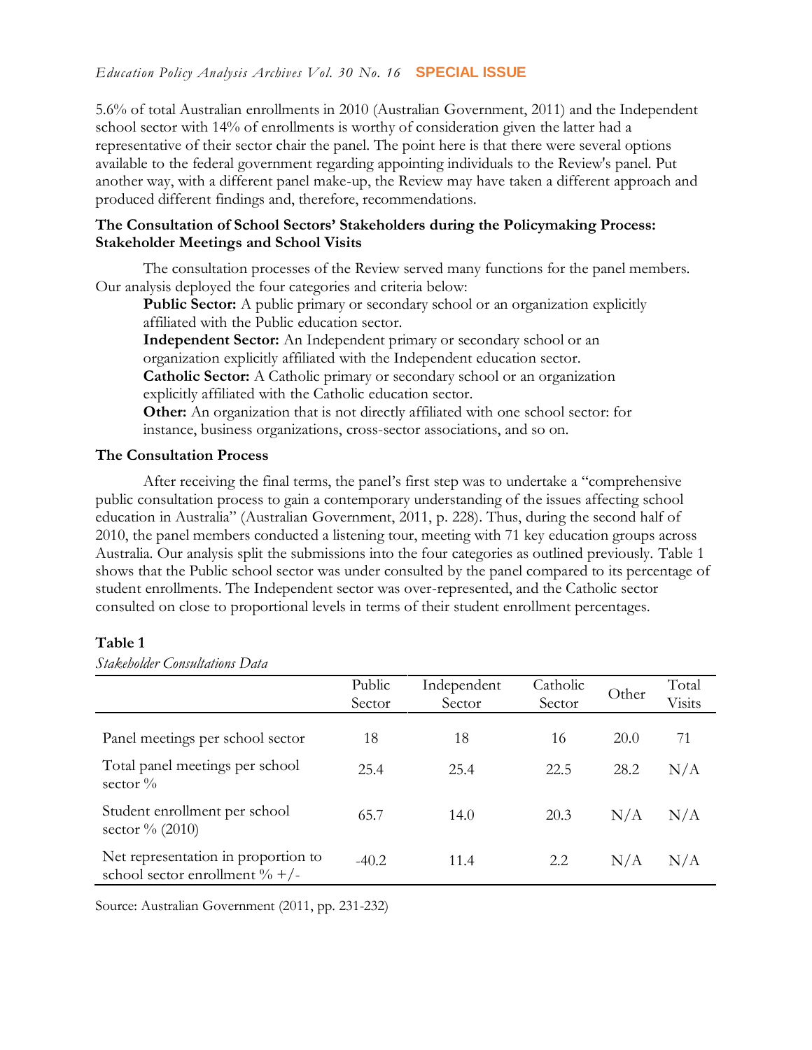5.6% of total Australian enrollments in 2010 (Australian Government, 2011) and the Independent school sector with 14% of enrollments is worthy of consideration given the latter had a representative of their sector chair the panel. The point here is that there were several options available to the federal government regarding appointing individuals to the Review's panel. Put another way, with a different panel make-up, the Review may have taken a different approach and produced different findings and, therefore, recommendations.

### The Consultation of School Sectors' Stakeholders during the Policymaking Process: Stakeholder Meetings and School Visits

The consultation processes of the Review served many functions for the panel members. Our analysis deployed the four categories and criteria below:

> **Public Sector:** A public primary or secondary school or an organization explicitly affiliated with the Public education sector.
> **Independent Sector:** An Independent primary or secondary school or an organization explicitly affiliated with the Independent education sector.
> **Catholic Sector:** A Catholic primary or secondary school or an organization explicitly affiliated with the Catholic education sector.
> **Other:** An organization that is not directly affiliated with one school sector: for instance, business organizations, cross-sector associations, and so on.

### The Consultation Process

After receiving the final terms, the panel's first step was to undertake a "comprehensive public consultation process to gain a contemporary understanding of the issues affecting school education in Australia" (Australian Government, 2011, p. 228). Thus, during the second half of 2010, the panel members conducted a listening tour, meeting with 71 key education groups across Australia. Our analysis split the submissions into the four categories as outlined previously. Table 1 shows that the Public school sector was under consulted by the panel compared to its percentage of student enrollments. The Independent sector was over-represented, and the Catholic sector consulted on close to proportional levels in terms of their student enrollment percentages.

**Table 1**

*Stakeholder Consultations Data*

| | Public Sector | Independent Sector | Catholic Sector | Other | Total Visits |
|---|---|---|---|---|---|
| Panel meetings per school sector | 18 | 18 | 16 | 20.0 | 71 |
| Total panel meetings per school sector % | 25.4 | 25.4 | 22.5 | 28.2 | N/A |
| Student enrollment per school sector % (2010) | 65.7 | 14.0 | 20.3 | N/A | N/A |
| Net representation in proportion to school sector enrollment % +/- | -40.2 | 11.4 | 2.2 | N/A | N/A |

Source: Australian Government (2011, pp. 231-232)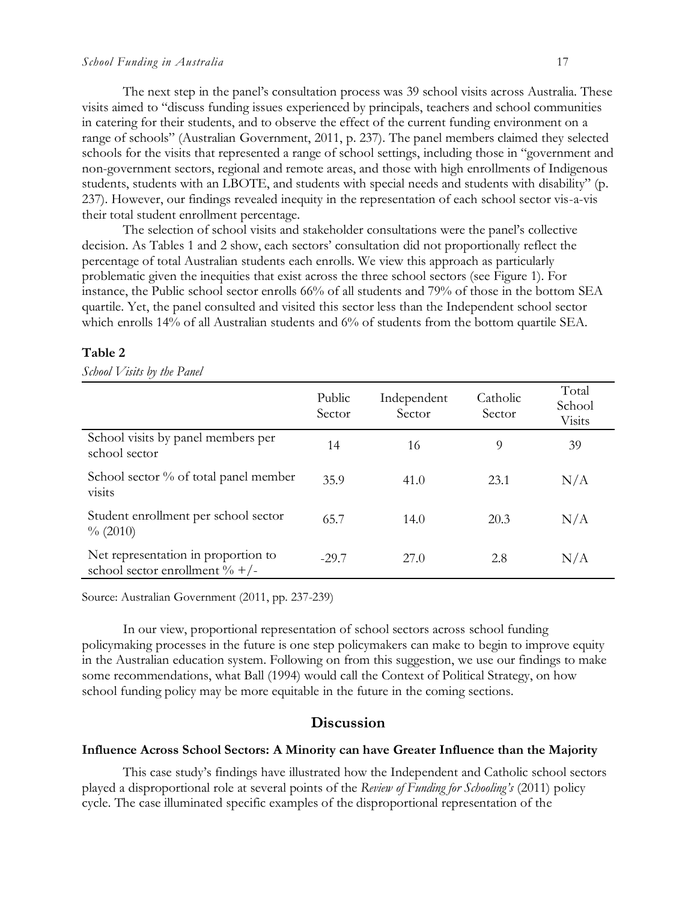The next step in the panel's consultation process was 39 school visits across Australia. These visits aimed to "discuss funding issues experienced by principals, teachers and school communities in catering for their students, and to observe the effect of the current funding environment on a range of schools" (Australian Government, 2011, p. 237). The panel members claimed they selected schools for the visits that represented a range of school settings, including those in "government and non-government sectors, regional and remote areas, and those with high enrollments of Indigenous students, students with an LBOTE, and students with special needs and students with disability" (p. 237). However, our findings revealed inequity in the representation of each school sector vis-a-vis their total student enrollment percentage.

The selection of school visits and stakeholder consultations were the panel's collective decision. As Tables 1 and 2 show, each sectors' consultation did not proportionally reflect the percentage of total Australian students each enrolls. We view this approach as particularly problematic given the inequities that exist across the three school sectors (see Figure 1). For instance, the Public school sector enrolls 66% of all students and 79% of those in the bottom SEA quartile. Yet, the panel consulted and visited this sector less than the Independent school sector which enrolls 14% of all Australian students and 6% of students from the bottom quartile SEA.

**Table 2**

*School Visits by the Panel*

| | Public Sector | Independent Sector | Catholic Sector | Total School Visits |
|---|---|---|---|---|
| School visits by panel members per school sector | 14 | 16 | 9 | 39 |
| School sector % of total panel member visits | 35.9 | 41.0 | 23.1 | N/A |
| Student enrollment per school sector % (2010) | 65.7 | 14.0 | 20.3 | N/A |
| Net representation in proportion to school sector enrollment % +/- | -29.7 | 27.0 | 2.8 | N/A |

Source: Australian Government (2011, pp. 237-239)

In our view, proportional representation of school sectors across school funding policymaking processes in the future is one step policymakers can make to begin to improve equity in the Australian education system. Following on from this suggestion, we use our findings to make some recommendations, what Ball (1994) would call the Context of Political Strategy, on how school funding policy may be more equitable in the future in the coming sections.

## Discussion

### Influence Across School Sectors: A Minority can have Greater Influence than the Majority

This case study's findings have illustrated how the Independent and Catholic school sectors played a disproportional role at several points of the *Review of Funding for Schooling's* (2011) policy cycle. The case illuminated specific examples of the disproportional representation of the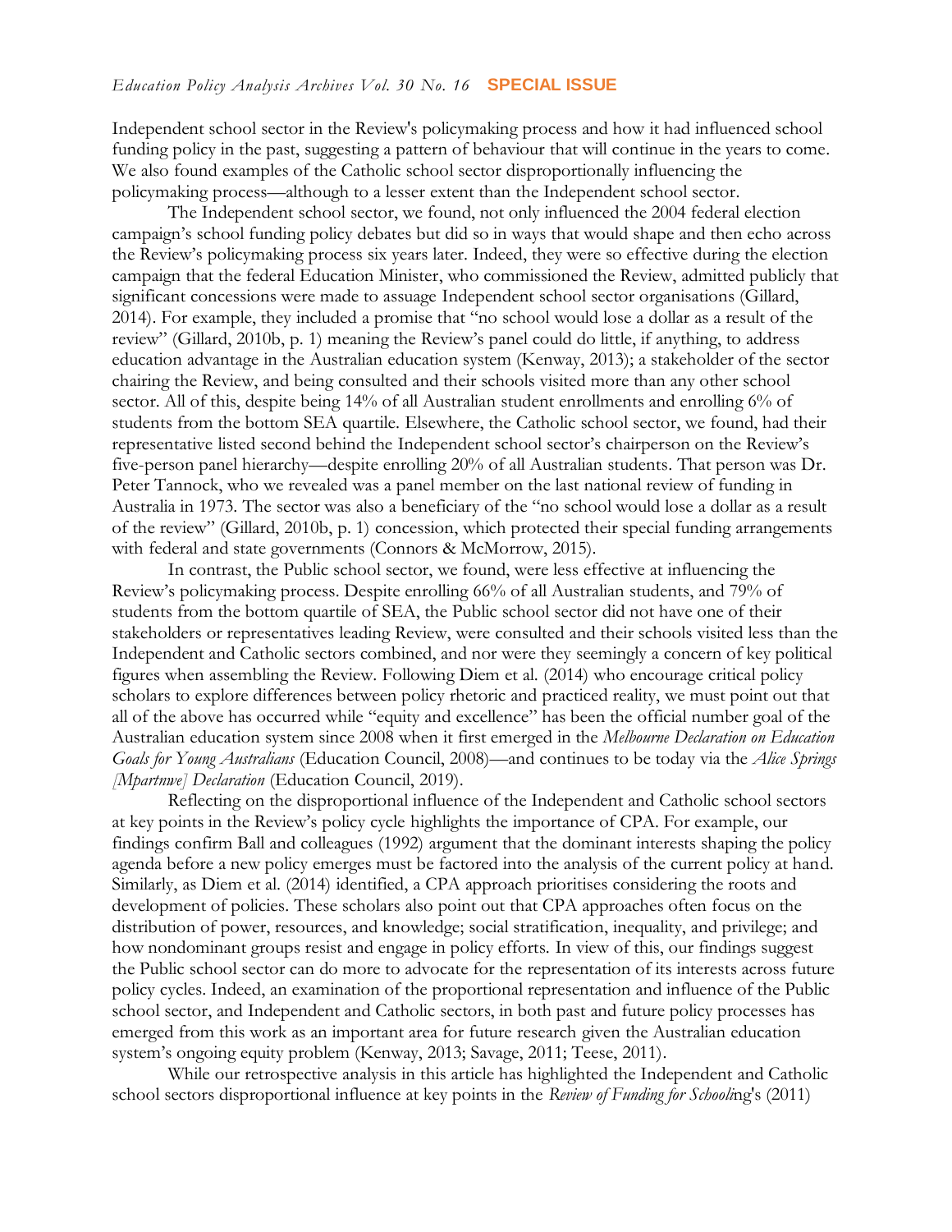Independent school sector in the Review's policymaking process and how it had influenced school funding policy in the past, suggesting a pattern of behaviour that will continue in the years to come. We also found examples of the Catholic school sector disproportionally influencing the policymaking process—although to a lesser extent than the Independent school sector.

The Independent school sector, we found, not only influenced the 2004 federal election campaign's school funding policy debates but did so in ways that would shape and then echo across the Review's policymaking process six years later. Indeed, they were so effective during the election campaign that the federal Education Minister, who commissioned the Review, admitted publicly that significant concessions were made to assuage Independent school sector organisations (Gillard, 2014). For example, they included a promise that "no school would lose a dollar as a result of the review" (Gillard, 2010b, p. 1) meaning the Review's panel could do little, if anything, to address education advantage in the Australian education system (Kenway, 2013); a stakeholder of the sector chairing the Review, and being consulted and their schools visited more than any other school sector. All of this, despite being 14% of all Australian student enrollments and enrolling 6% of students from the bottom SEA quartile. Elsewhere, the Catholic school sector, we found, had their representative listed second behind the Independent school sector's chairperson on the Review's five-person panel hierarchy—despite enrolling 20% of all Australian students. That person was Dr. Peter Tannock, who we revealed was a panel member on the last national review of funding in Australia in 1973. The sector was also a beneficiary of the "no school would lose a dollar as a result of the review" (Gillard, 2010b, p. 1) concession, which protected their special funding arrangements with federal and state governments (Connors & McMorrow, 2015).

In contrast, the Public school sector, we found, were less effective at influencing the Review's policymaking process. Despite enrolling 66% of all Australian students, and 79% of students from the bottom quartile of SEA, the Public school sector did not have one of their stakeholders or representatives leading Review, were consulted and their schools visited less than the Independent and Catholic sectors combined, and nor were they seemingly a concern of key political figures when assembling the Review. Following Diem et al. (2014) who encourage critical policy scholars to explore differences between policy rhetoric and practiced reality, we must point out that all of the above has occurred while "equity and excellence" has been the official number goal of the Australian education system since 2008 when it first emerged in the *Melbourne Declaration on Education Goals for Young Australians* (Education Council, 2008)—and continues to be today via the *Alice Springs [Mpartnwe] Declaration* (Education Council, 2019).

Reflecting on the disproportional influence of the Independent and Catholic school sectors at key points in the Review's policy cycle highlights the importance of CPA. For example, our findings confirm Ball and colleagues (1992) argument that the dominant interests shaping the policy agenda before a new policy emerges must be factored into the analysis of the current policy at hand. Similarly, as Diem et al. (2014) identified, a CPA approach prioritises considering the roots and development of policies. These scholars also point out that CPA approaches often focus on the distribution of power, resources, and knowledge; social stratification, inequality, and privilege; and how nondominant groups resist and engage in policy efforts. In view of this, our findings suggest the Public school sector can do more to advocate for the representation of its interests across future policy cycles. Indeed, an examination of the proportional representation and influence of the Public school sector, and Independent and Catholic sectors, in both past and future policy processes has emerged from this work as an important area for future research given the Australian education system's ongoing equity problem (Kenway, 2013; Savage, 2011; Teese, 2011).

While our retrospective analysis in this article has highlighted the Independent and Catholic school sectors disproportional influence at key points in the *Review of Funding for Schooli*ng's (2011)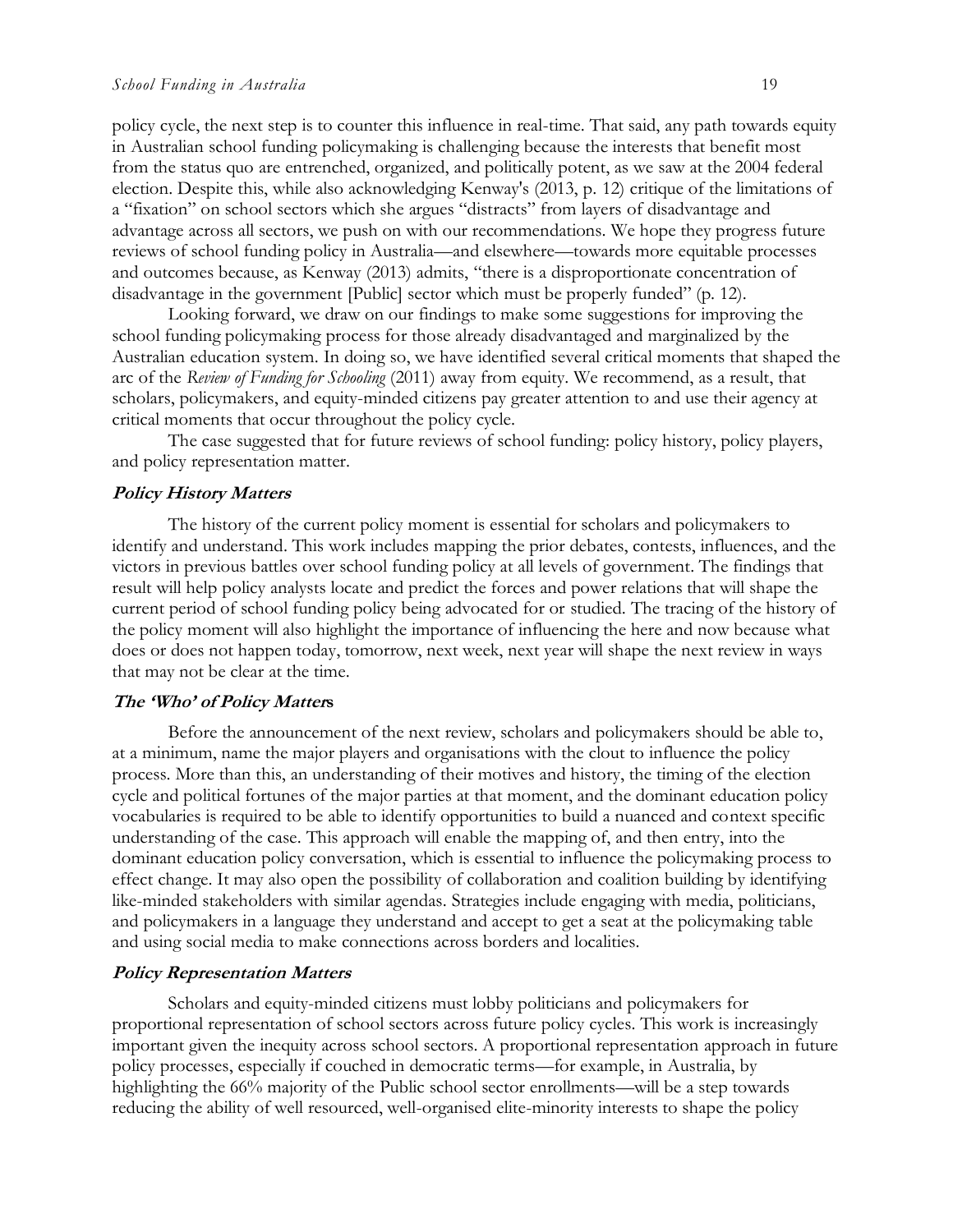policy cycle, the next step is to counter this influence in real-time. That said, any path towards equity in Australian school funding policymaking is challenging because the interests that benefit most from the status quo are entrenched, organized, and politically potent, as we saw at the 2004 federal election. Despite this, while also acknowledging Kenway's (2013, p. 12) critique of the limitations of a "fixation" on school sectors which she argues "distracts" from layers of disadvantage and advantage across all sectors, we push on with our recommendations. We hope they progress future reviews of school funding policy in Australia—and elsewhere—towards more equitable processes and outcomes because, as Kenway (2013) admits, "there is a disproportionate concentration of disadvantage in the government [Public] sector which must be properly funded" (p. 12).

Looking forward, we draw on our findings to make some suggestions for improving the school funding policymaking process for those already disadvantaged and marginalized by the Australian education system. In doing so, we have identified several critical moments that shaped the arc of the *Review of Funding for Schooling* (2011) away from equity. We recommend, as a result, that scholars, policymakers, and equity-minded citizens pay greater attention to and use their agency at critical moments that occur throughout the policy cycle.

The case suggested that for future reviews of school funding: policy history, policy players, and policy representation matter.

### *Policy History Matters*

The history of the current policy moment is essential for scholars and policymakers to identify and understand. This work includes mapping the prior debates, contests, influences, and the victors in previous battles over school funding policy at all levels of government. The findings that result will help policy analysts locate and predict the forces and power relations that will shape the current period of school funding policy being advocated for or studied. The tracing of the history of the policy moment will also highlight the importance of influencing the here and now because what does or does not happen today, tomorrow, next week, next year will shape the next review in ways that may not be clear at the time.

### *The 'Who' of Policy Matters*

Before the announcement of the next review, scholars and policymakers should be able to, at a minimum, name the major players and organisations with the clout to influence the policy process. More than this, an understanding of their motives and history, the timing of the election cycle and political fortunes of the major parties at that moment, and the dominant education policy vocabularies is required to be able to identify opportunities to build a nuanced and context specific understanding of the case. This approach will enable the mapping of, and then entry, into the dominant education policy conversation, which is essential to influence the policymaking process to effect change. It may also open the possibility of collaboration and coalition building by identifying like-minded stakeholders with similar agendas. Strategies include engaging with media, politicians, and policymakers in a language they understand and accept to get a seat at the policymaking table and using social media to make connections across borders and localities.

### *Policy Representation Matters*

Scholars and equity-minded citizens must lobby politicians and policymakers for proportional representation of school sectors across future policy cycles. This work is increasingly important given the inequity across school sectors. A proportional representation approach in future policy processes, especially if couched in democratic terms—for example, in Australia, by highlighting the 66% majority of the Public school sector enrollments—will be a step towards reducing the ability of well resourced, well-organised elite-minority interests to shape the policy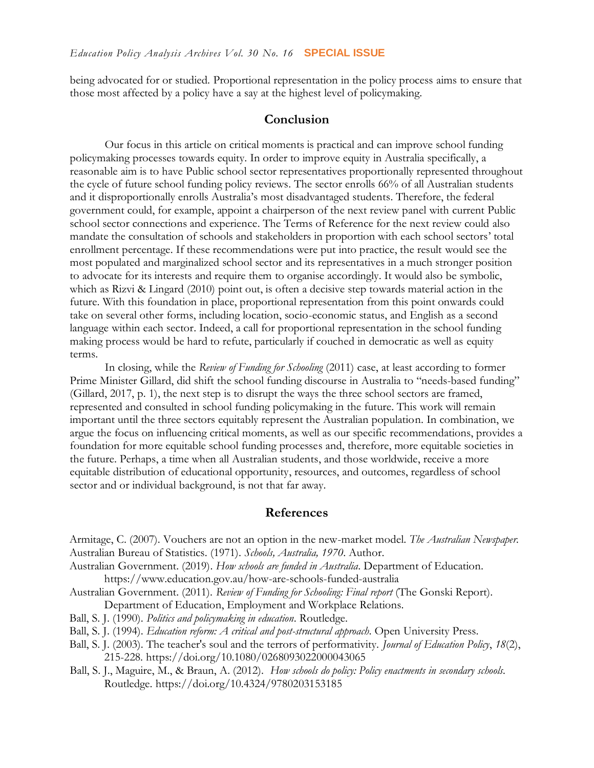being advocated for or studied. Proportional representation in the policy process aims to ensure that those most affected by a policy have a say at the highest level of policymaking.

## Conclusion

Our focus in this article on critical moments is practical and can improve school funding policymaking processes towards equity. In order to improve equity in Australia specifically, a reasonable aim is to have Public school sector representatives proportionally represented throughout the cycle of future school funding policy reviews. The sector enrolls 66% of all Australian students and it disproportionally enrolls Australia's most disadvantaged students. Therefore, the federal government could, for example, appoint a chairperson of the next review panel with current Public school sector connections and experience. The Terms of Reference for the next review could also mandate the consultation of schools and stakeholders in proportion with each school sectors' total enrollment percentage. If these recommendations were put into practice, the result would see the most populated and marginalized school sector and its representatives in a much stronger position to advocate for its interests and require them to organise accordingly. It would also be symbolic, which as Rizvi & Lingard (2010) point out, is often a decisive step towards material action in the future. With this foundation in place, proportional representation from this point onwards could take on several other forms, including location, socio-economic status, and English as a second language within each sector. Indeed, a call for proportional representation in the school funding making process would be hard to refute, particularly if couched in democratic as well as equity terms.

In closing, while the *Review of Funding for Schooling* (2011) case, at least according to former Prime Minister Gillard, did shift the school funding discourse in Australia to "needs-based funding" (Gillard, 2017, p. 1), the next step is to disrupt the ways the three school sectors are framed, represented and consulted in school funding policymaking in the future. This work will remain important until the three sectors equitably represent the Australian population. In combination, we argue the focus on influencing critical moments, as well as our specific recommendations, provides a foundation for more equitable school funding processes and, therefore, more equitable societies in the future. Perhaps, a time when all Australian students, and those worldwide, receive a more equitable distribution of educational opportunity, resources, and outcomes, regardless of school sector and or individual background, is not that far away.

## References

Armitage, C. (2007). Vouchers are not an option in the new-market model. *The Australian Newspaper*.

Australian Bureau of Statistics. (1971). *Schools, Australia, 1970*. Author.

Australian Government. (2019). *How schools are funded in Australia*. Department of Education. https://www.education.gov.au/how-are-schools-funded-australia

Australian Government. (2011). *Review of Funding for Schooling: Final report* (The Gonski Report). Department of Education, Employment and Workplace Relations.

Ball, S. J. (1990). *Politics and policymaking in education*. Routledge.

Ball, S. J. (1994). *Education reform: A critical and post-structural approach*. Open University Press.

Ball, S. J. (2003). The teacher's soul and the terrors of performativity. *Journal of Education Policy*, *18*(2), 215-228. https://doi.org/10.1080/0268093022000043065

Ball, S. J., Maguire, M., & Braun, A. (2012). *How schools do policy: Policy enactments in secondary schools*. Routledge. https://doi.org/10.4324/9780203153185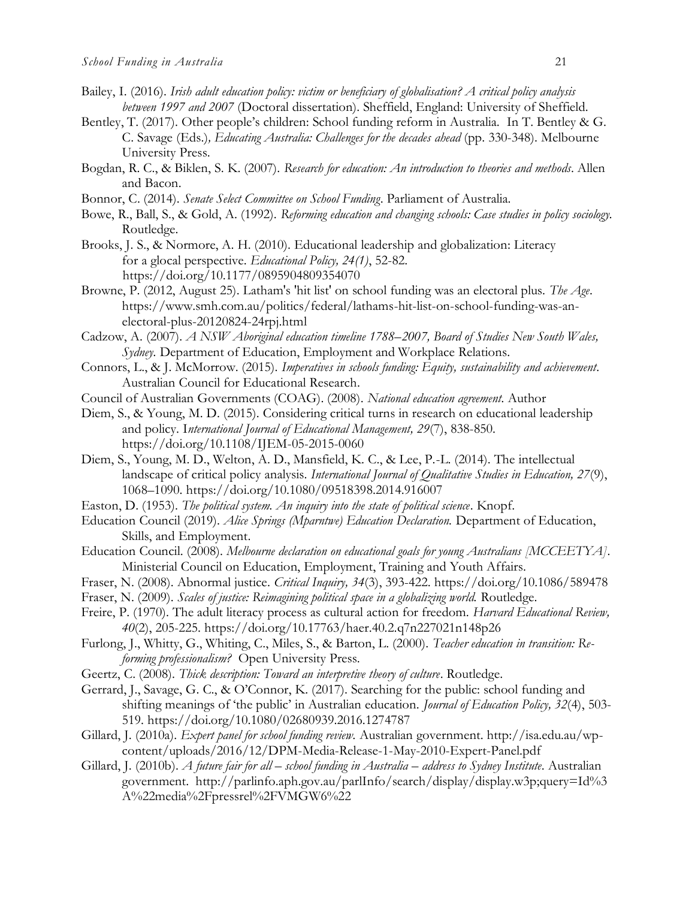Bailey, I. (2016). *Irish adult education policy: victim or beneficiary of globalisation? A critical policy analysis between 1997 and 2007* (Doctoral dissertation). Sheffield, England: University of Sheffield.

Bentley, T. (2017). Other people's children: School funding reform in Australia. In T. Bentley & G. C. Savage (Eds.), *Educating Australia: Challenges for the decades ahead* (pp. 330-348). Melbourne University Press.

Bogdan, R. C., & Biklen, S. K. (2007). *Research for education: An introduction to theories and methods*. Allen and Bacon.

Bonnor, C. (2014). *Senate Select Committee on School Funding*. Parliament of Australia.

Bowe, R., Ball, S., & Gold, A. (1992). *Reforming education and changing schools: Case studies in policy sociology.* Routledge.

Brooks, J. S., & Normore, A. H. (2010). Educational leadership and globalization: Literacy for a glocal perspective. *Educational Policy, 24(1)*, 52-82. https://doi.org/10.1177/0895904809354070

Browne, P. (2012, August 25). Latham's 'hit list' on school funding was an electoral plus. *The Age*. https://www.smh.com.au/politics/federal/lathams-hit-list-on-school-funding-was-an-electoral-plus-20120824-24rpj.html

Cadzow, A. (2007). *A NSW Aboriginal education timeline 1788–2007, Board of Studies New South Wales, Sydney.* Department of Education, Employment and Workplace Relations.

Connors, L., & J. McMorrow. (2015). *Imperatives in schools funding: Equity, sustainability and achievement*. Australian Council for Educational Research.

Council of Australian Governments (COAG). (2008). *National education agreement.* Author

Diem, S., & Young, M. D. (2015). Considering critical turns in research on educational leadership and policy. I*nternational Journal of Educational Management, 29*(7), 838-850. https://doi.org/10.1108/IJEM-05-2015-0060

Diem, S., Young, M. D., Welton, A. D., Mansfield, K. C., & Lee, P.-L. (2014). The intellectual landscape of critical policy analysis. *International Journal of Qualitative Studies in Education, 27*(9), 1068–1090. https://doi.org/10.1080/09518398.2014.916007

Easton, D. (1953). *The political system. An inquiry into the state of political science*. Knopf.

Education Council (2019). *Alice Springs (Mparntwe) Education Declaration.* Department of Education, Skills, and Employment.

Education Council. (2008). *Melbourne declaration on educational goals for young Australians [MCCEETYA]*. Ministerial Council on Education, Employment, Training and Youth Affairs.

Fraser, N. (2008). Abnormal justice. *Critical Inquiry, 34*(3), 393-422. https://doi.org/10.1086/589478

Fraser, N. (2009). *Scales of justice: Reimagining political space in a globalizing world.* Routledge.

Freire, P. (1970). The adult literacy process as cultural action for freedom. *Harvard Educational Review, 40*(2), 205-225. https://doi.org/10.17763/haer.40.2.q7n227021n148p26

Furlong, J., Whitty, G., Whiting, C., Miles, S., & Barton, L. (2000). *Teacher education in transition: Re-forming professionalism?* Open University Press.

Geertz, C. (2008). *Thick description: Toward an interpretive theory of culture*. Routledge.

Gerrard, J., Savage, G. C., & O'Connor, K. (2017). Searching for the public: school funding and shifting meanings of 'the public' in Australian education. *Journal of Education Policy, 32*(4), 503-519. https://doi.org/10.1080/02680939.2016.1274787

Gillard, J. (2010a). *Expert panel for school funding review.* Australian government. http://isa.edu.au/wp-content/uploads/2016/12/DPM-Media-Release-1-May-2010-Expert-Panel.pdf

Gillard, J. (2010b). *A future fair for all – school funding in Australia – address to Sydney Institute*. Australian government. http://parlinfo.aph.gov.au/parlInfo/search/display/display.w3p;query=Id%3A%22media%2Fpressrel%2FVMGW6%22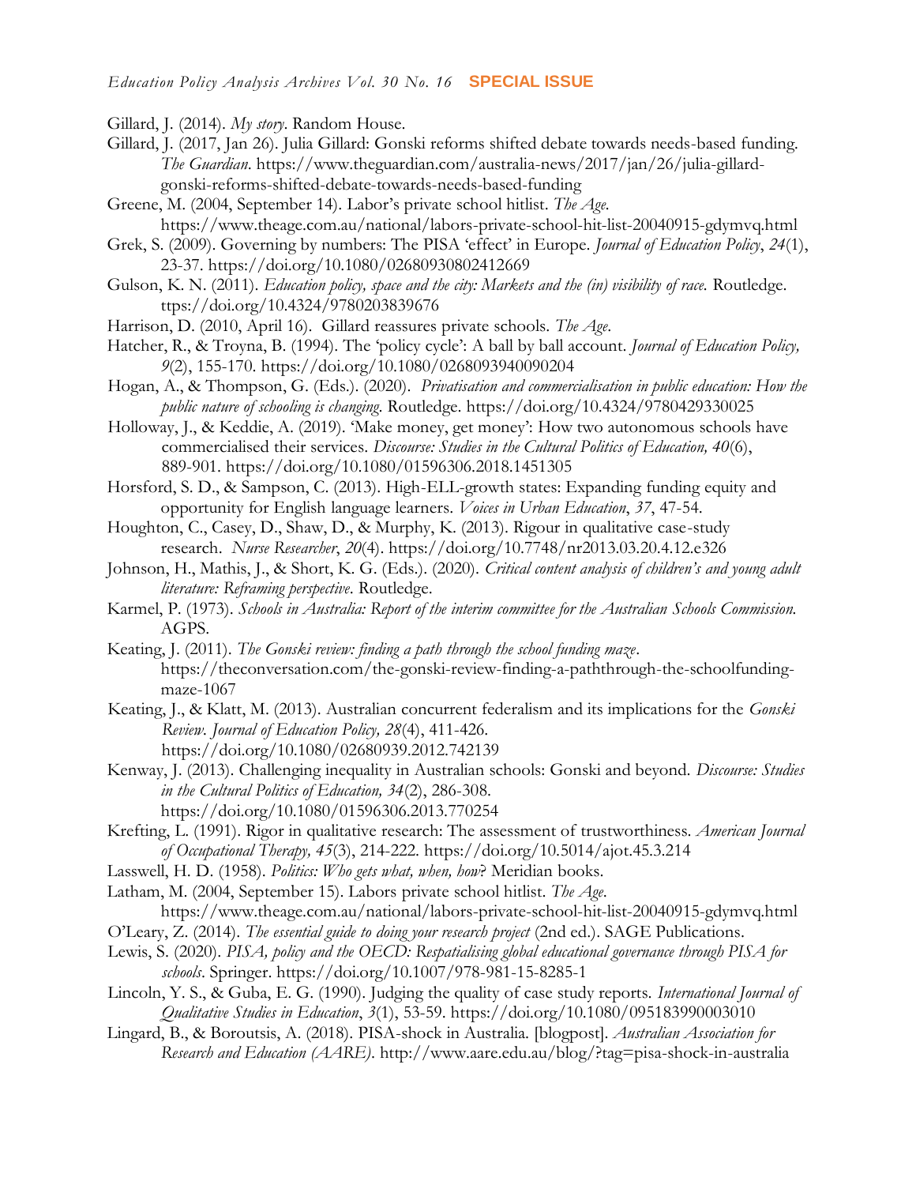Gillard, J. (2014). *My story*. Random House.

Gillard, J. (2017, Jan 26). Julia Gillard: Gonski reforms shifted debate towards needs-based funding. *The Guardian*. https://www.theguardian.com/australia-news/2017/jan/26/julia-gillard-gonski-reforms-shifted-debate-towards-needs-based-funding

Greene, M. (2004, September 14). Labor's private school hitlist. *The Age.* https://www.theage.com.au/national/labors-private-school-hit-list-20040915-gdymvq.html

Grek, S. (2009). Governing by numbers: The PISA 'effect' in Europe. *Journal of Education Policy*, *24*(1), 23-37. https://doi.org/10.1080/02680930802412669

Gulson, K. N. (2011). *Education policy, space and the city: Markets and the (in) visibility of race.* Routledge. ttps://doi.org/10.4324/9780203839676

Harrison, D. (2010, April 16). Gillard reassures private schools. *The Age.*

Hatcher, R., & Troyna, B. (1994). The 'policy cycle': A ball by ball account. *Journal of Education Policy, 9*(2), 155-170. https://doi.org/10.1080/0268093940090204

Hogan, A., & Thompson, G. (Eds.). (2020). *Privatisation and commercialisation in public education: How the public nature of schooling is changing*. Routledge. https://doi.org/10.4324/9780429330025

Holloway, J., & Keddie, A. (2019). 'Make money, get money': How two autonomous schools have commercialised their services. *Discourse: Studies in the Cultural Politics of Education, 40*(6), 889-901. https://doi.org/10.1080/01596306.2018.1451305

Horsford, S. D., & Sampson, C. (2013). High-ELL-growth states: Expanding funding equity and opportunity for English language learners. *Voices in Urban Education*, *37*, 47-54.

Houghton, C., Casey, D., Shaw, D., & Murphy, K. (2013). Rigour in qualitative case-study research. *Nurse Researcher*, *20*(4). https://doi.org/10.7748/nr2013.03.20.4.12.e326

Johnson, H., Mathis, J., & Short, K. G. (Eds.). (2020). *Critical content analysis of children's and young adult literature: Reframing perspective*. Routledge.

Karmel, P. (1973). *Schools in Australia: Report of the interim committee for the Australian Schools Commission.* AGPS.

Keating, J. (2011). *The Gonski review: finding a path through the school funding maze*. https://theconversation.com/the-gonski-review-finding-a-paththrough-the-schoolfunding-maze-1067

Keating, J., & Klatt, M. (2013). Australian concurrent federalism and its implications for the *Gonski Review*. *Journal of Education Policy, 28*(4), 411-426. https://doi.org/10.1080/02680939.2012.742139

Kenway, J. (2013). Challenging inequality in Australian schools: Gonski and beyond. *Discourse: Studies in the Cultural Politics of Education, 34*(2), 286-308. https://doi.org/10.1080/01596306.2013.770254

Krefting, L. (1991). Rigor in qualitative research: The assessment of trustworthiness. *American Journal of Occupational Therapy, 45*(3), 214-222. https://doi.org/10.5014/ajot.45.3.214

Lasswell, H. D. (1958). *Politics: Who gets what, when, how*? Meridian books.

Latham, M. (2004, September 15). Labors private school hitlist. *The Age*. https://www.theage.com.au/national/labors-private-school-hit-list-20040915-gdymvq.html

O'Leary, Z. (2014). *The essential guide to doing your research project* (2nd ed.). SAGE Publications.

Lewis, S. (2020). *PISA, policy and the OECD: Respatialising global educational governance through PISA for schools*. Springer. https://doi.org/10.1007/978-981-15-8285-1

Lincoln, Y. S., & Guba, E. G. (1990). Judging the quality of case study reports. *International Journal of Qualitative Studies in Education*, *3*(1), 53-59. https://doi.org/10.1080/095183990003010

Lingard, B., & Boroutsis, A. (2018). PISA-shock in Australia. [blogpost]. *Australian Association for Research and Education (AARE).* http://www.aare.edu.au/blog/?tag=pisa-shock-in-australia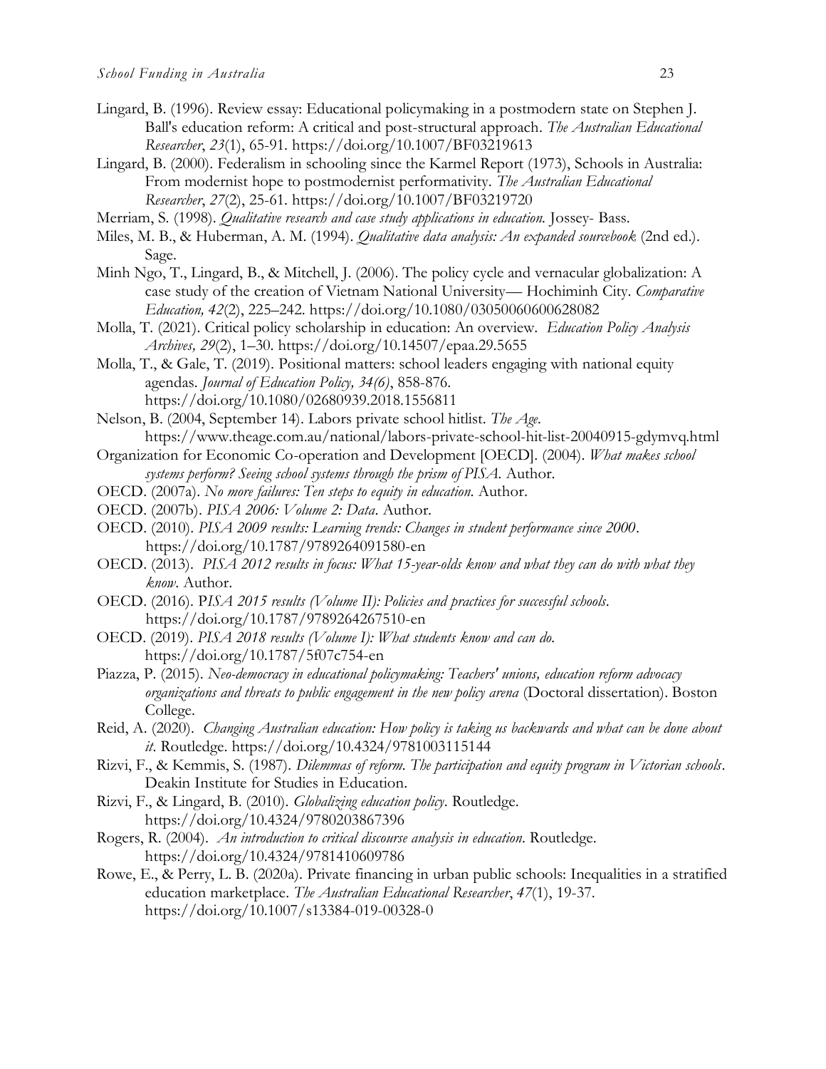Lingard, B. (1996). Review essay: Educational policymaking in a postmodern state on Stephen J. Ball's education reform: A critical and post-structural approach. *The Australian Educational Researcher*, *23*(1), 65-91. https://doi.org/10.1007/BF03219613

Lingard, B. (2000). Federalism in schooling since the Karmel Report (1973), Schools in Australia: From modernist hope to postmodernist performativity. *The Australian Educational Researcher*, *27*(2), 25-61. https://doi.org/10.1007/BF03219720

Merriam, S. (1998). *Qualitative research and case study applications in education.* Jossey- Bass.

Miles, M. B., & Huberman, A. M. (1994). *Qualitative data analysis: An expanded sourcebook* (2nd ed.). Sage.

Minh Ngo, T., Lingard, B., & Mitchell, J. (2006). The policy cycle and vernacular globalization: A case study of the creation of Vietnam National University— Hochiminh City. *Comparative Education, 42*(2), 225–242. https://doi.org/10.1080/03050060600628082

Molla, T. (2021). Critical policy scholarship in education: An overview. *Education Policy Analysis Archives, 29*(2), 1–30. https://doi.org/10.14507/epaa.29.5655

Molla, T., & Gale, T. (2019). Positional matters: school leaders engaging with national equity agendas. *Journal of Education Policy, 34(6)*, 858-876. https://doi.org/10.1080/02680939.2018.1556811

Nelson, B. (2004, September 14). Labors private school hitlist. *The Age.* https://www.theage.com.au/national/labors-private-school-hit-list-20040915-gdymvq.html

Organization for Economic Co-operation and Development [OECD]. (2004). *What makes school systems perform? Seeing school systems through the prism of PISA.* Author.

OECD. (2007a). *No more failures: Ten steps to equity in education.* Author.

OECD. (2007b). *PISA 2006: Volume 2: Data*. Author.

OECD. (2010). *PISA 2009 results: Learning trends: Changes in student performance since 2000*. https://doi.org/10.1787/9789264091580-en

OECD. (2013). *PISA 2012 results in focus: What 15-year-olds know and what they can do with what they know*. Author.

OECD. (2016). P*ISA 2015 results (Volume II): Policies and practices for successful schools*. https://doi.org/10.1787/9789264267510-en

OECD. (2019). *PISA 2018 results (Volume I): What students know and can do.* https://doi.org/10.1787/5f07c754-en

Piazza, P. (2015). *Neo-democracy in educational policymaking: Teachers' unions, education reform advocacy organizations and threats to public engagement in the new policy arena* (Doctoral dissertation). Boston College.

Reid, A. (2020). *Changing Australian education: How policy is taking us backwards and what can be done about it*. Routledge. https://doi.org/10.4324/9781003115144

Rizvi, F., & Kemmis, S. (1987). *Dilemmas of reform. The participation and equity program in Victorian schools*. Deakin Institute for Studies in Education.

Rizvi, F., & Lingard, B. (2010). *Globalizing education policy*. Routledge. https://doi.org/10.4324/9780203867396

Rogers, R. (2004). *An introduction to critical discourse analysis in education*. Routledge. https://doi.org/10.4324/9781410609786

Rowe, E., & Perry, L. B. (2020a). Private financing in urban public schools: Inequalities in a stratified education marketplace. *The Australian Educational Researcher*, *47*(1), 19-37. https://doi.org/10.1007/s13384-019-00328-0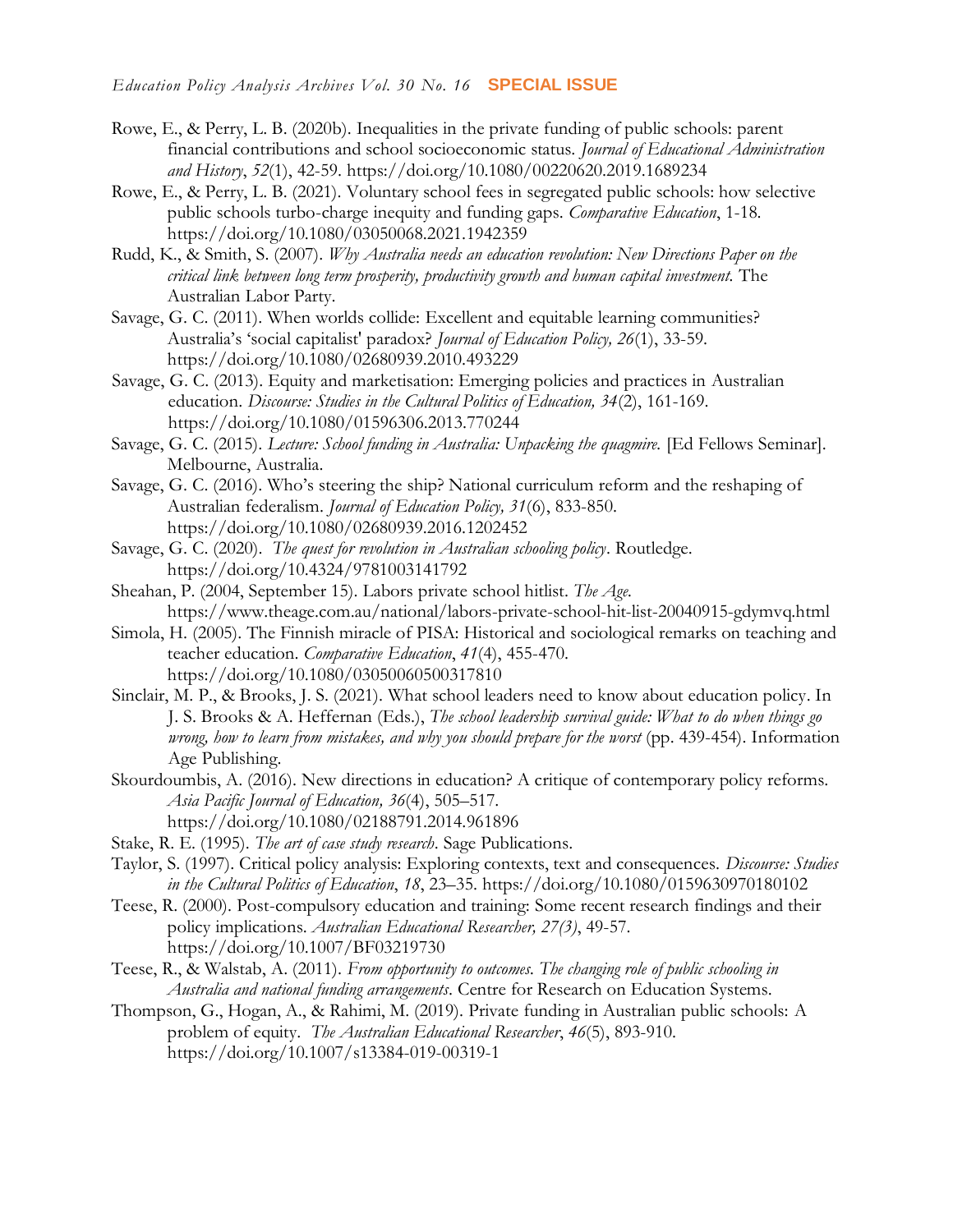Rowe, E., & Perry, L. B. (2020b). Inequalities in the private funding of public schools: parent financial contributions and school socioeconomic status. *Journal of Educational Administration and History*, *52*(1), 42-59. https://doi.org/10.1080/00220620.2019.1689234

Rowe, E., & Perry, L. B. (2021). Voluntary school fees in segregated public schools: how selective public schools turbo-charge inequity and funding gaps. *Comparative Education*, 1-18. https://doi.org/10.1080/03050068.2021.1942359

Rudd, K., & Smith, S. (2007). *Why Australia needs an education revolution: New Directions Paper on the critical link between long term prosperity, productivity growth and human capital investment*. The Australian Labor Party.

Savage, G. C. (2011). When worlds collide: Excellent and equitable learning communities? Australia's 'social capitalist' paradox? *Journal of Education Policy, 26*(1), 33-59. https://doi.org/10.1080/02680939.2010.493229

Savage, G. C. (2013). Equity and marketisation: Emerging policies and practices in Australian education. *Discourse: Studies in the Cultural Politics of Education, 34*(2), 161-169. https://doi.org/10.1080/01596306.2013.770244

Savage, G. C. (2015). *Lecture: School funding in Australia: Unpacking the quagmire.* [Ed Fellows Seminar]. Melbourne, Australia.

Savage, G. C. (2016). Who's steering the ship? National curriculum reform and the reshaping of Australian federalism. *Journal of Education Policy, 31*(6), 833-850. https://doi.org/10.1080/02680939.2016.1202452

Savage, G. C. (2020). *The quest for revolution in Australian schooling policy*. Routledge. https://doi.org/10.4324/9781003141792

Sheahan, P. (2004, September 15). Labors private school hitlist. *The Age*. https://www.theage.com.au/national/labors-private-school-hit-list-20040915-gdymvq.html

Simola, H. (2005). The Finnish miracle of PISA: Historical and sociological remarks on teaching and teacher education. *Comparative Education*, *41*(4), 455-470. https://doi.org/10.1080/03050060500317810

Sinclair, M. P., & Brooks, J. S. (2021). What school leaders need to know about education policy. In J. S. Brooks & A. Heffernan (Eds.), *The school leadership survival guide: What to do when things go wrong, how to learn from mistakes, and why you should prepare for the worst* (pp. 439-454). Information Age Publishing.

Skourdoumbis, A. (2016). New directions in education? A critique of contemporary policy reforms. *Asia Pacific Journal of Education, 36*(4), 505–517. https://doi.org/10.1080/02188791.2014.961896

Stake, R. E. (1995). *The art of case study research*. Sage Publications.

Taylor, S. (1997). Critical policy analysis: Exploring contexts, text and consequences. *Discourse: Studies in the Cultural Politics of Education*, *18*, 23–35. https://doi.org/10.1080/0159630970180102

Teese, R. (2000). Post-compulsory education and training: Some recent research findings and their policy implications. *Australian Educational Researcher, 27(3)*, 49-57. https://doi.org/10.1007/BF03219730

Teese, R., & Walstab, A. (2011). *From opportunity to outcomes. The changing role of public schooling in Australia and national funding arrangements*. Centre for Research on Education Systems.

Thompson, G., Hogan, A., & Rahimi, M. (2019). Private funding in Australian public schools: A problem of equity. *The Australian Educational Researcher*, *46*(5), 893-910. https://doi.org/10.1007/s13384-019-00319-1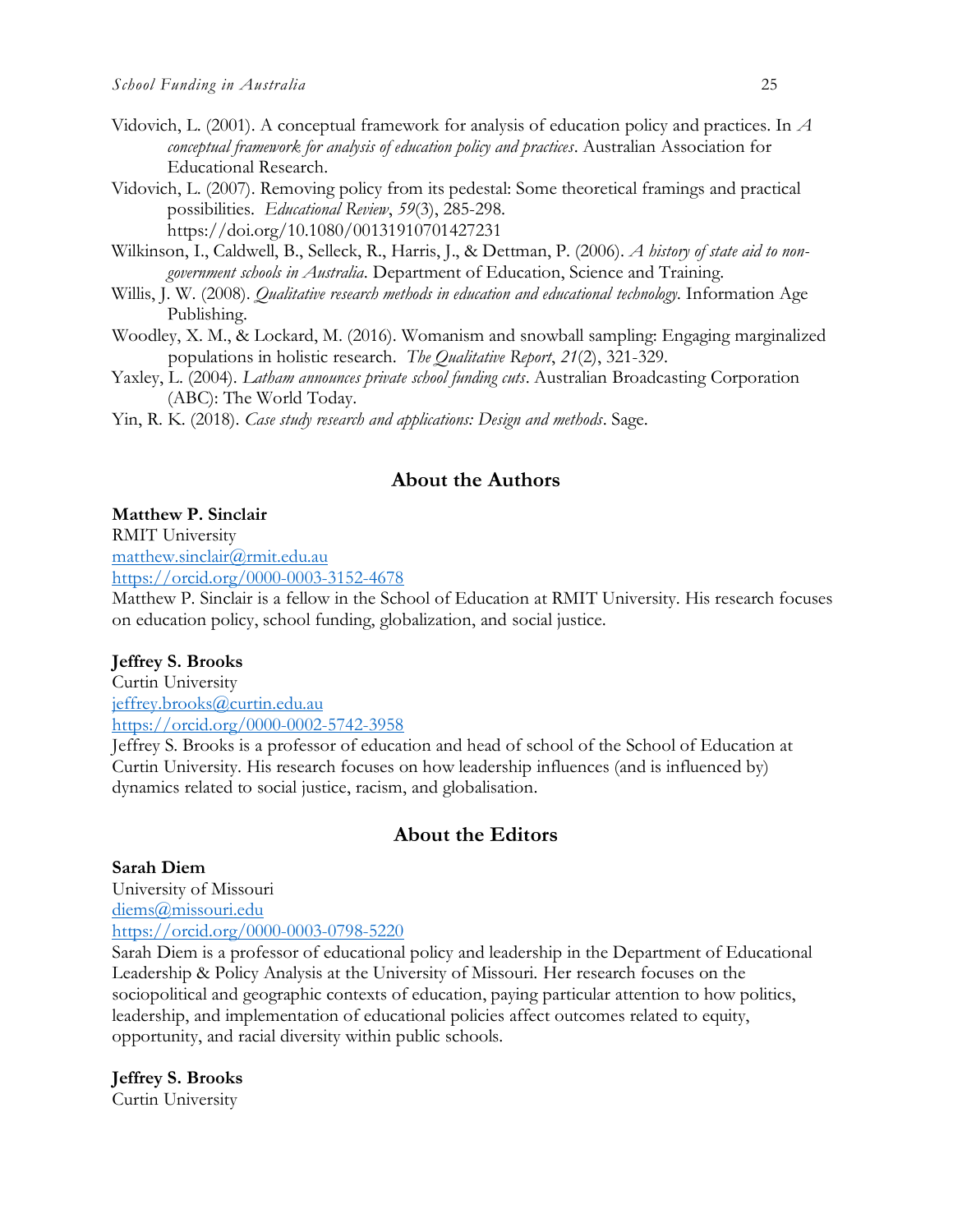Vidovich, L. (2001). A conceptual framework for analysis of education policy and practices. In *A conceptual framework for analysis of education policy and practices*. Australian Association for Educational Research.

Vidovich, L. (2007). Removing policy from its pedestal: Some theoretical framings and practical possibilities. *Educational Review*, *59*(3), 285-298. https://doi.org/10.1080/00131910701427231

Wilkinson, I., Caldwell, B., Selleck, R., Harris, J., & Dettman, P. (2006). *A history of state aid to non-government schools in Australia*. Department of Education, Science and Training.

Willis, J. W. (2008). *Qualitative research methods in education and educational technology*. Information Age Publishing.

Woodley, X. M., & Lockard, M. (2016). Womanism and snowball sampling: Engaging marginalized populations in holistic research. *The Qualitative Report*, *21*(2), 321-329.

Yaxley, L. (2004). *Latham announces private school funding cuts*. Australian Broadcasting Corporation (ABC): The World Today.

Yin, R. K. (2018). *Case study research and applications: Design and methods*. Sage.

## About the Authors

**Matthew P. Sinclair**
RMIT University
matthew.sinclair@rmit.edu.au
https://orcid.org/0000-0003-3152-4678
Matthew P. Sinclair is a fellow in the School of Education at RMIT University. His research focuses on education policy, school funding, globalization, and social justice.

**Jeffrey S. Brooks**
Curtin University
jeffrey.brooks@curtin.edu.au
https://orcid.org/0000-0002-5742-3958
Jeffrey S. Brooks is a professor of education and head of school of the School of Education at Curtin University. His research focuses on how leadership influences (and is influenced by) dynamics related to social justice, racism, and globalisation.

## About the Editors

**Sarah Diem**
University of Missouri
diems@missouri.edu
https://orcid.org/0000-0003-0798-5220
Sarah Diem is a professor of educational policy and leadership in the Department of Educational Leadership & Policy Analysis at the University of Missouri. Her research focuses on the sociopolitical and geographic contexts of education, paying particular attention to how politics, leadership, and implementation of educational policies affect outcomes related to equity, opportunity, and racial diversity within public schools.

**Jeffrey S. Brooks**
Curtin University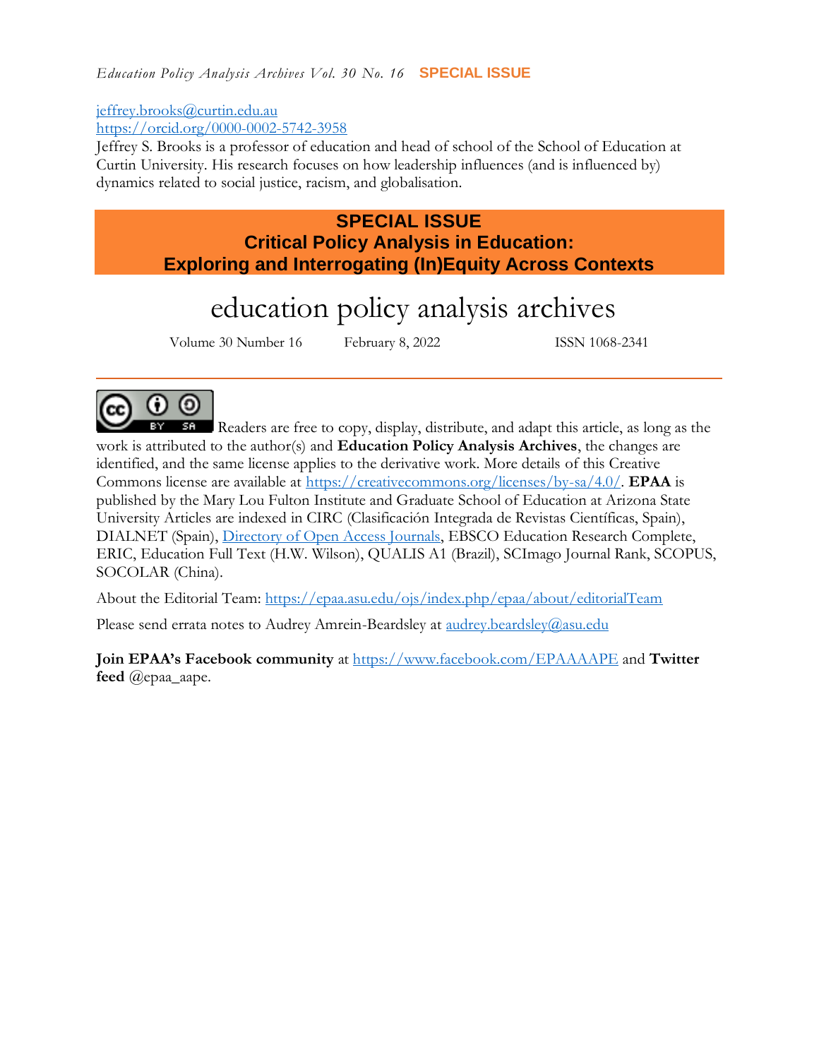jeffrey.brooks@curtin.edu.au
https://orcid.org/0000-0002-5742-3958
Jeffrey S. Brooks is a professor of education and head of school of the School of Education at Curtin University. His research focuses on how leadership influences (and is influenced by) dynamics related to social justice, racism, and globalisation.

**SPECIAL ISSUE**
**Critical Policy Analysis in Education: Exploring and Interrogating (In)Equity Across Contexts**

# education policy analysis archives

Volume 30 Number 16 February 8, 2022 ISSN 1068-2341

Readers are free to copy, display, distribute, and adapt this article, as long as the work is attributed to the author(s) and **Education Policy Analysis Archives**, the changes are identified, and the same license applies to the derivative work. More details of this Creative Commons license are available at https://creativecommons.org/licenses/by-sa/4.0/. **EPAA** is published by the Mary Lou Fulton Institute and Graduate School of Education at Arizona State University Articles are indexed in CIRC (Clasificación Integrada de Revistas Científicas, Spain), DIALNET (Spain), Directory of Open Access Journals, EBSCO Education Research Complete, ERIC, Education Full Text (H.W. Wilson), QUALIS A1 (Brazil), SCImago Journal Rank, SCOPUS, SOCOLAR (China).

About the Editorial Team: https://epaa.asu.edu/ojs/index.php/epaa/about/editorialTeam

Please send errata notes to Audrey Amrein-Beardsley at audrey.beardsley@asu.edu

**Join EPAA's Facebook community** at https://www.facebook.com/EPAAAAPE and **Twitter feed** @epaa_aape.